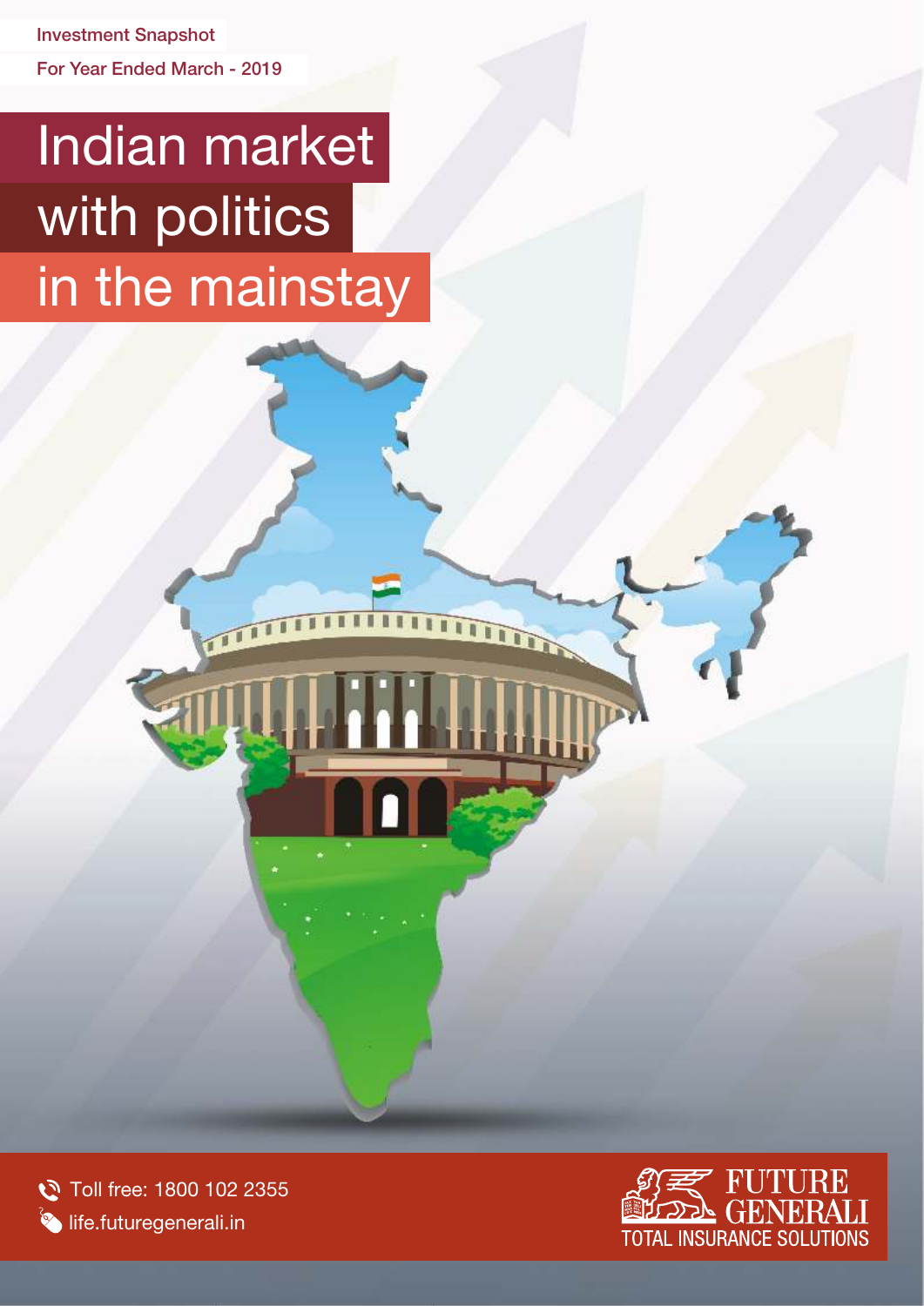Investment Snapshot

For Year Ended March - 2019

# Indian market with politics in the mainstay

Toll free: 1800 102 2355

life.futuregenerali.in

FUTURE GENERALI

TOTAL INSURANCE SOLUTIONS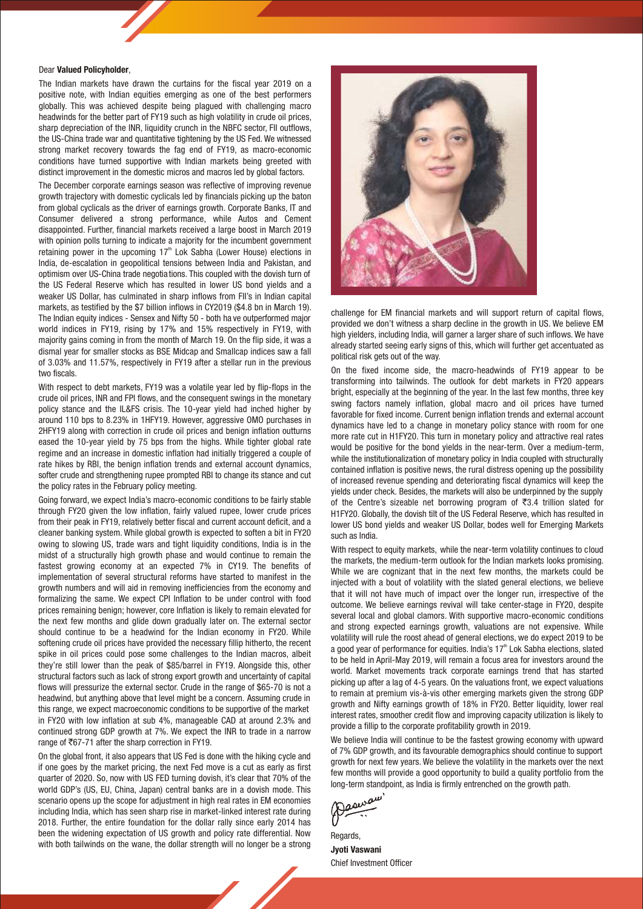Dear **Valued Policyholder**,

The Indian markets have drawn the curtains for the fiscal year 2019 on a positive note, with Indian equities emerging as one of the best performers globally. This was achieved despite being plagued with challenging macro headwinds for the better part of FY19 such as high volatility in crude oil prices, sharp depreciation of the INR, liquidity crunch in the NBFC sector, FII outflows, the US-China trade war and quantitative tightening by the US Fed. We witnessed strong market recovery towards the fag end of FY19, as macro-economic conditions have turned supportive with Indian markets being greeted with distinct improvement in the domestic micros and macros led by global factors.

The December corporate earnings season was reflective of improving revenue growth trajectory with domestic cyclicals led by financials picking up the baton from global cyclicals as the driver of earnings growth. Corporate Banks, IT and Consumer delivered a strong performance, while Autos and Cement disappointed. Further, financial markets received a large boost in March 2019 with opinion polls turning to indicate a majority for the incumbent government retaining power in the upcoming 17th Lok Sabha (Lower House) elections in India, de-escalation in geopolitical tensions between India and Pakistan, and optimism over US-China trade negotiations. This coupled with the dovish turn of the US Federal Reserve which has resulted in lower US bond yields and a weaker US Dollar, has culminated in sharp inflows from FII's in Indian capital markets, as testified by the $7 billion inflows in CY2019 ($4.8 bn in March 19). The Indian equity indices - Sensex and Nifty 50 - both have outperformed major world indices in FY19, rising by 17% and 15% respectively in FY19, with majority gains coming in from the month of March 19. On the flip side, it was a dismal year for smaller stocks as BSE Midcap and Smallcap indices saw a fall of 3.03% and 11.57%, respectively in FY19 after a stellar run in the previous two fiscals.

With respect to debt markets, FY19 was a volatile year led by flip-flops in the crude oil prices, INR and FPI flows, and the consequent swings in the monetary policy stance and the IL&FS crisis. The 10-year yield had inched higher by around 110 bps to 8.23% in 1HFY19. However, aggressive OMO purchases in 2HFY19 along with correction in crude oil prices and benign inflation outturns eased the 10-year yield by 75 bps from the highs. While tighter global rate regime and an increase in domestic inflation had initially triggered a couple of rate hikes by RBI, the benign inflation trends and external account dynamics, softer crude and strengthening rupee prompted RBI to change its stance and cut the policy rates in the February policy meeting.

Going forward, we expect India's macro-economic conditions to be fairly stable through FY20 given the low inflation, fairly valued rupee, lower crude prices from their peak in FY19, relatively better fiscal and current account deficit, and a cleaner banking system. While global growth is expected to soften a bit in FY20 owing to slowing US, trade wars and tight liquidity conditions, India is in the midst of a structurally high growth phase and would continue to remain the fastest growing economy at an expected 7% in CY19. The benefits of implementation of several structural reforms have started to manifest in the growth numbers and will aid in removing inefficiencies from the economy and formalizing the same. We expect CPI Inflation to be under control with food prices remaining benign; however, core Inflation is likely to remain elevated for the next few months and glide down gradually later on. The external sector should continue to be a headwind for the Indian economy in FY20. While softening crude oil prices have provided the necessary fillip hitherto, the recent spike in oil prices could pose some challenges to the Indian macros, albeit they're still lower than the peak of $85/barrel in FY19. Alongside this, other structural factors such as lack of strong export growth and uncertainty of capital flows will pressurize the external sector. Crude in the range of $65-70 is not a headwind, but anything above that level might be a concern. Assuming crude in this range, we expect macroeconomic conditions to be supportive of the market in FY20 with low inflation at sub 4%, manageable CAD at around 2.3% and continued strong GDP growth at 7%. We expect the INR to trade in a narrow range of ₹67-71 after the sharp correction in FY19.

On the global front, it also appears that US Fed is done with the hiking cycle and if one goes by the market pricing, the next Fed move is a cut as early as first quarter of 2020. So, now with US FED turning dovish, it's clear that 70% of the world GDP's (US, EU, China, Japan) central banks are in a dovish mode. This scenario opens up the scope for adjustment in high real rates in EM economies including India, which has seen sharp rise in market-linked interest rate during 2018. Further, the entire foundation for the dollar rally since early 2014 has been the widening expectation of US growth and policy rate differential. Now with both tailwinds on the wane, the dollar strength will no longer be a strong challenge for EM financial markets and will support return of capital flows, provided we don't witness a sharp decline in the growth in US. We believe EM high yielders, including India, will garner a larger share of such inflows. We have already started seeing early signs of this, which will further get accentuated as political risk gets out of the way.

On the fixed income side, the macro-headwinds of FY19 appear to be transforming into tailwinds. The outlook for debt markets in FY20 appears bright, especially at the beginning of the year. In the last few months, three key swing factors namely inflation, global macro and oil prices have turned favorable for fixed income. Current benign inflation trends and external account dynamics have led to a change in monetary policy stance with room for one more rate cut in H1FY20. This turn in monetary policy and attractive real rates would be positive for the bond yields in the near-term. Over a medium-term, while the institutionalization of monetary policy in India coupled with structurally contained inflation is positive news, the rural distress opening up the possibility of increased revenue spending and deteriorating fiscal dynamics will keep the yields under check. Besides, the markets will also be underpinned by the supply of the Centre's sizeable net borrowing program of ₹3.4 trillion slated for H1FY20. Globally, the dovish tilt of the US Federal Reserve, which has resulted in lower US bond yields and weaker US Dollar, bodes well for Emerging Markets such as India.

With respect to equity markets, while the near-term volatility continues to cloud the markets, the medium-term outlook for the Indian markets looks promising. While we are cognizant that in the next few months, the markets could be injected with a bout of volatility with the slated general elections, we believe that it will not have much of impact over the longer run, irrespective of the outcome. We believe earnings revival will take center-stage in FY20, despite several local and global clamors. With supportive macro-economic conditions and strong expected earnings growth, valuations are not expensive. While volatility will rule the roost ahead of general elections, we do expect 2019 to be a good year of performance for equities. India's 17th Lok Sabha elections, slated to be held in April-May 2019, will remain a focus area for investors around the world. Market movements track corporate earnings trend that has started picking up after a lag of 4-5 years. On the valuations front, we expect valuations to remain at premium vis-à-vis other emerging markets given the strong GDP growth and Nifty earnings growth of 18% in FY20. Better liquidity, lower real interest rates, smoother credit flow and improving capacity utilization is likely to provide a fillip to the corporate profitability growth in 2019.

We believe India will continue to be the fastest growing economy with upward of 7% GDP growth, and its favourable demographics should continue to support growth for next few years. We believe the volatility in the markets over the next few months will provide a good opportunity to build a quality portfolio from the long-term standpoint, as India is firmly entrenched on the growth path.

Regards,

**Jyoti Vaswani**
Chief Investment Officer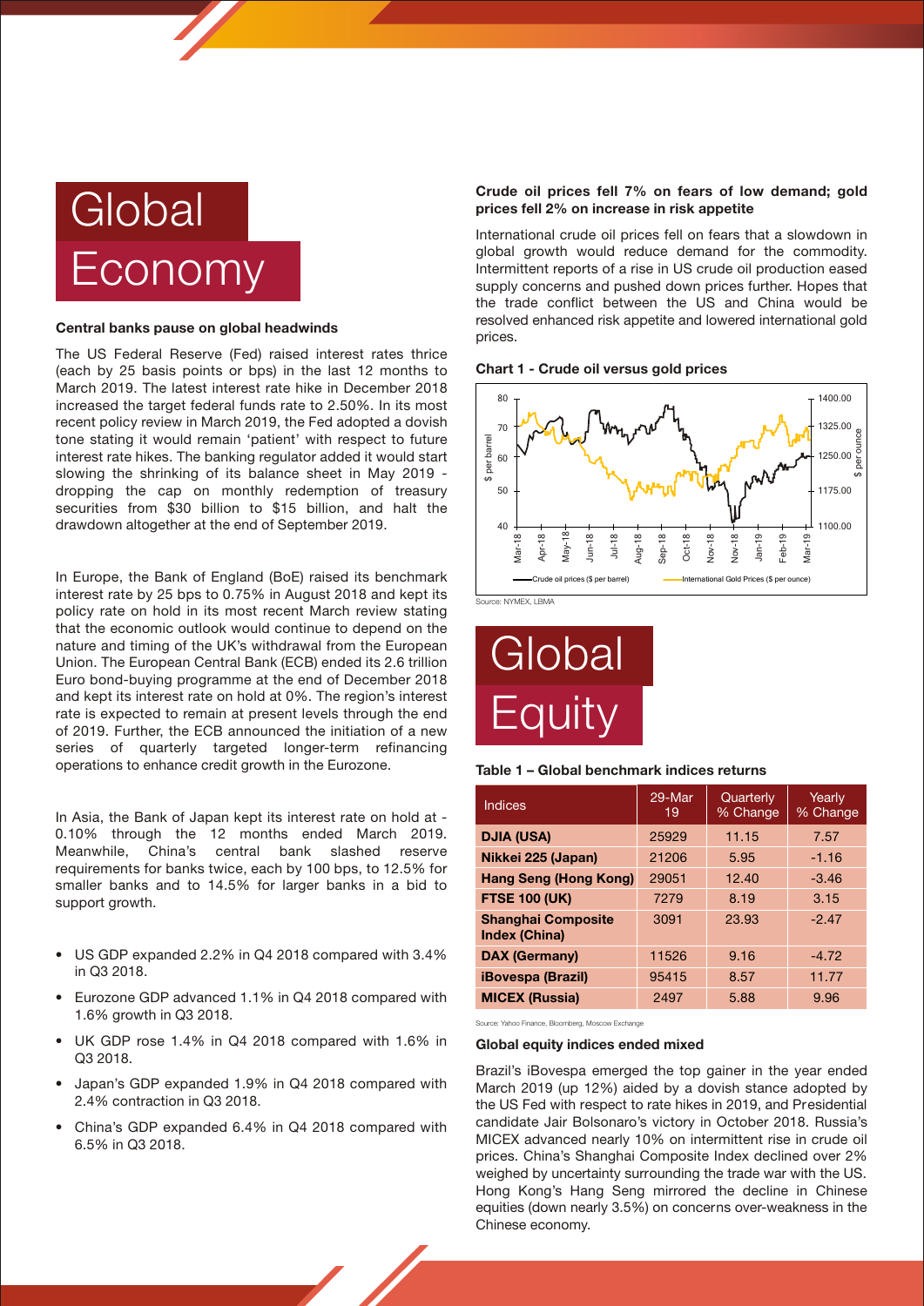# Global Economy

### Central banks pause on global headwinds

The US Federal Reserve (Fed) raised interest rates thrice (each by 25 basis points or bps) in the last 12 months to March 2019. The latest interest rate hike in December 2018 increased the target federal funds rate to 2.50%. In its most recent policy review in March 2019, the Fed adopted a dovish tone stating it would remain 'patient' with respect to future interest rate hikes. The banking regulator added it would start slowing the shrinking of its balance sheet in May 2019 - dropping the cap on monthly redemption of treasury securities from $30 billion to $15 billion, and halt the drawdown altogether at the end of September 2019.

In Europe, the Bank of England (BoE) raised its benchmark interest rate by 25 bps to 0.75% in August 2018 and kept its policy rate on hold in its most recent March review stating that the economic outlook would continue to depend on the nature and timing of the UK's withdrawal from the European Union. The European Central Bank (ECB) ended its 2.6 trillion Euro bond-buying programme at the end of December 2018 and kept its interest rate on hold at 0%. The region's interest rate is expected to remain at present levels through the end of 2019. Further, the ECB announced the initiation of a new series of quarterly targeted longer-term refinancing operations to enhance credit growth in the Eurozone.

In Asia, the Bank of Japan kept its interest rate on hold at -0.10% through the 12 months ended March 2019. Meanwhile, China's central bank slashed reserve requirements for banks twice, each by 100 bps, to 12.5% for smaller banks and to 14.5% for larger banks in a bid to support growth.

- US GDP expanded 2.2% in Q4 2018 compared with 3.4% in Q3 2018.
- Eurozone GDP advanced 1.1% in Q4 2018 compared with 1.6% growth in Q3 2018.
- UK GDP rose 1.4% in Q4 2018 compared with 1.6% in Q3 2018.
- Japan's GDP expanded 1.9% in Q4 2018 compared with 2.4% contraction in Q3 2018.
- China's GDP expanded 6.4% in Q4 2018 compared with 6.5% in Q3 2018.

### Crude oil prices fell 7% on fears of low demand; gold prices fell 2% on increase in risk appetite

International crude oil prices fell on fears that a slowdown in global growth would reduce demand for the commodity. Intermittent reports of a rise in US crude oil production eased supply concerns and pushed down prices further. Hopes that the trade conflict between the US and China would be resolved enhanced risk appetite and lowered international gold prices.

**Chart 1 - Crude oil versus gold prices**

Source: NYMEX, LBMA

# Global Equity

**Table 1 – Global benchmark indices returns**

| Indices | 29-Mar 19 | Quarterly % Change | Yearly % Change |
|---|---|---|---|
| DJIA (USA) | 25929 | 11.15 | 7.57 |
| Nikkei 225 (Japan) | 21206 | 5.95 | -1.16 |
| Hang Seng (Hong Kong) | 29051 | 12.40 | -3.46 |
| FTSE 100 (UK) | 7279 | 8.19 | 3.15 |
| Shanghai Composite Index (China) | 3091 | 23.93 | -2.47 |
| DAX (Germany) | 11526 | 9.16 | -4.72 |
| iBovespa (Brazil) | 95415 | 8.57 | 11.77 |
| MICEX (Russia) | 2497 | 5.88 | 9.96 |

Source: Yahoo Finance, Bloomberg, Moscow Exchange

### Global equity indices ended mixed

Brazil's iBovespa emerged the top gainer in the year ended March 2019 (up 12%) aided by a dovish stance adopted by the US Fed with respect to rate hikes in 2019, and Presidential candidate Jair Bolsonaro's victory in October 2018. Russia's MICEX advanced nearly 10% on intermittent rise in crude oil prices. China's Shanghai Composite Index declined over 2% weighed by uncertainty surrounding the trade war with the US. Hong Kong's Hang Seng mirrored the decline in Chinese equities (down nearly 3.5%) on concerns over-weakness in the Chinese economy.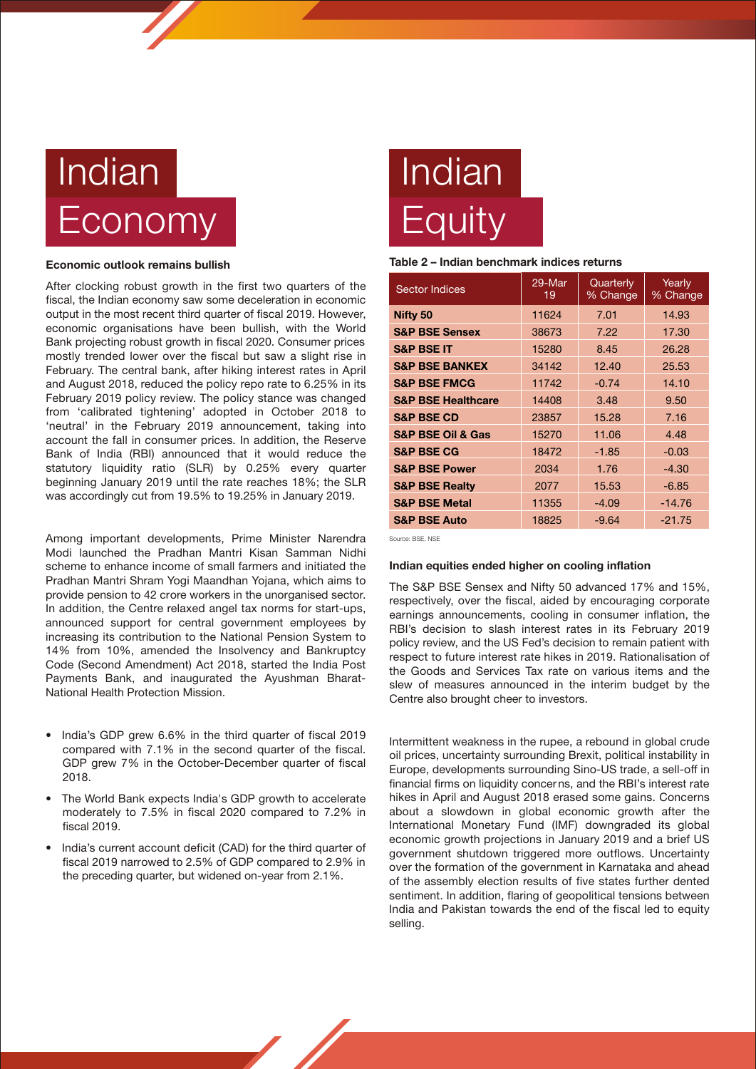# Indian Economy

### Economic outlook remains bullish

After clocking robust growth in the first two quarters of the fiscal, the Indian economy saw some deceleration in economic output in the most recent third quarter of fiscal 2019. However, economic organisations have been bullish, with the World Bank projecting robust growth in fiscal 2020. Consumer prices mostly trended lower over the fiscal but saw a slight rise in February. The central bank, after hiking interest rates in April and August 2018, reduced the policy repo rate to 6.25% in its February 2019 policy review. The policy stance was changed from 'calibrated tightening' adopted in October 2018 to 'neutral' in the February 2019 announcement, taking into account the fall in consumer prices. In addition, the Reserve Bank of India (RBI) announced that it would reduce the statutory liquidity ratio (SLR) by 0.25% every quarter beginning January 2019 until the rate reaches 18%; the SLR was accordingly cut from 19.5% to 19.25% in January 2019.

Among important developments, Prime Minister Narendra Modi launched the Pradhan Mantri Kisan Samman Nidhi scheme to enhance income of small farmers and initiated the Pradhan Mantri Shram Yogi Maandhan Yojana, which aims to provide pension to 42 crore workers in the unorganised sector. In addition, the Centre relaxed angel tax norms for start-ups, announced support for central government employees by increasing its contribution to the National Pension System to 14% from 10%, amended the Insolvency and Bankruptcy Code (Second Amendment) Act 2018, started the India Post Payments Bank, and inaugurated the Ayushman Bharat-National Health Protection Mission.

- India's GDP grew 6.6% in the third quarter of fiscal 2019 compared with 7.1% in the second quarter of the fiscal. GDP grew 7% in the October-December quarter of fiscal 2018.
- The World Bank expects India's GDP growth to accelerate moderately to 7.5% in fiscal 2020 compared to 7.2% in fiscal 2019.
- India's current account deficit (CAD) for the third quarter of fiscal 2019 narrowed to 2.5% of GDP compared to 2.9% in the preceding quarter, but widened on-year from 2.1%.

# Indian Equity

**Table 2 – Indian benchmark indices returns**

| Sector Indices | 29-Mar 19 | Quarterly % Change | Yearly % Change |
|---|---|---|---|
| **Nifty 50** | 11624 | 7.01 | 14.93 |
| **S&P BSE Sensex** | 38673 | 7.22 | 17.30 |
| **S&P BSE IT** | 15280 | 8.45 | 26.28 |
| **S&P BSE BANKEX** | 34142 | 12.40 | 25.53 |
| **S&P BSE FMCG** | 11742 | -0.74 | 14.10 |
| **S&P BSE Healthcare** | 14408 | 3.48 | 9.50 |
| **S&P BSE CD** | 23857 | 15.28 | 7.16 |
| **S&P BSE Oil & Gas** | 15270 | 11.06 | 4.48 |
| **S&P BSE CG** | 18472 | -1.85 | -0.03 |
| **S&P BSE Power** | 2034 | 1.76 | -4.30 |
| **S&P BSE Realty** | 2077 | 15.53 | -6.85 |
| **S&P BSE Metal** | 11355 | -4.09 | -14.76 |
| **S&P BSE Auto** | 18825 | -9.64 | -21.75 |

Source: BSE, NSE

### Indian equities ended higher on cooling inflation

The S&P BSE Sensex and Nifty 50 advanced 17% and 15%, respectively, over the fiscal, aided by encouraging corporate earnings announcements, cooling in consumer inflation, the RBI's decision to slash interest rates in its February 2019 policy review, and the US Fed's decision to remain patient with respect to future interest rate hikes in 2019. Rationalisation of the Goods and Services Tax rate on various items and the slew of measures announced in the interim budget by the Centre also brought cheer to investors.

Intermittent weakness in the rupee, a rebound in global crude oil prices, uncertainty surrounding Brexit, political instability in Europe, developments surrounding Sino-US trade, a sell-off in financial firms on liquidity concerns, and the RBI's interest rate hikes in April and August 2018 erased some gains. Concerns about a slowdown in global economic growth after the International Monetary Fund (IMF) downgraded its global economic growth projections in January 2019 and a brief US government shutdown triggered more outflows. Uncertainty over the formation of the government in Karnataka and ahead of the assembly election results of five states further dented sentiment. In addition, flaring of geopolitical tensions between India and Pakistan towards the end of the fiscal led to equity selling.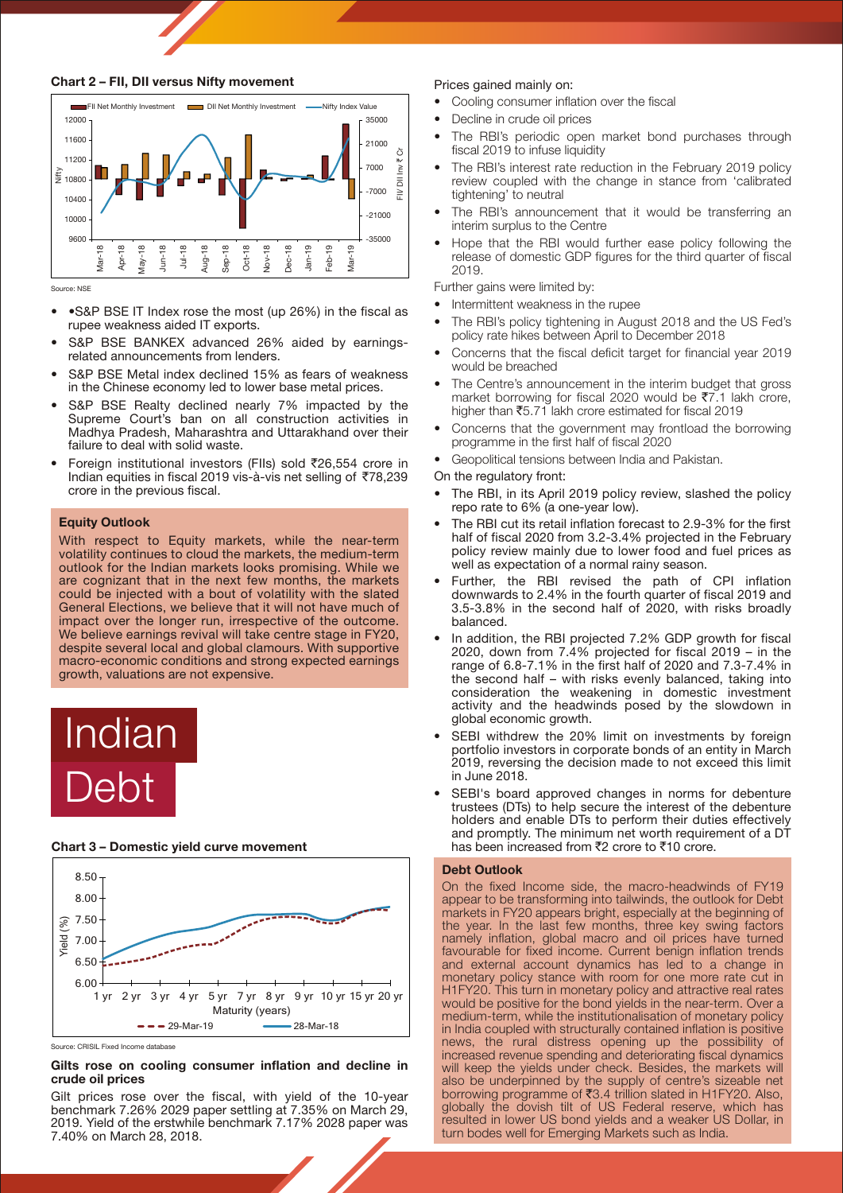**Chart 2 – FII, DII versus Nifty movement**

Source: NSE

- •S&P BSE IT Index rose the most (up 26%) in the fiscal as rupee weakness aided IT exports.
- S&P BSE BANKEX advanced 26% aided by earnings-related announcements from lenders.
- S&P BSE Metal index declined 15% as fears of weakness in the Chinese economy led to lower base metal prices.
- S&P BSE Realty declined nearly 7% impacted by the Supreme Court's ban on all construction activities in Madhya Pradesh, Maharashtra and Uttarakhand over their failure to deal with solid waste.
- Foreign institutional investors (FIIs) sold ₹26,554 crore in Indian equities in fiscal 2019 vis-à-vis net selling of ₹78,239 crore in the previous fiscal.

**Equity Outlook**

With respect to Equity markets, while the near-term volatility continues to cloud the markets, the medium-term outlook for the Indian markets looks promising. While we are cognizant that in the next few months, the markets could be injected with a bout of volatility with the slated General Elections, we believe that it will not have much of impact over the longer run, irrespective of the outcome. We believe earnings revival will take centre stage in FY20, despite several local and global clamours. With supportive macro-economic conditions and strong expected earnings growth, valuations are not expensive.

# Indian Debt

**Chart 3 – Domestic yield curve movement**

Source: CRISIL Fixed Income database

### Gilts rose on cooling consumer inflation and decline in crude oil prices

Gilt prices rose over the fiscal, with yield of the 10-year benchmark 7.26% 2029 paper settling at 7.35% on March 29, 2019. Yield of the erstwhile benchmark 7.17% 2028 paper was 7.40% on March 28, 2018.

Prices gained mainly on:

- Cooling consumer inflation over the fiscal
- Decline in crude oil prices
- The RBI's periodic open market bond purchases through fiscal 2019 to infuse liquidity
- The RBI's interest rate reduction in the February 2019 policy review coupled with the change in stance from 'calibrated tightening' to neutral
- The RBI's announcement that it would be transferring an interim surplus to the Centre
- Hope that the RBI would further ease policy following the release of domestic GDP figures for the third quarter of fiscal 2019.

Further gains were limited by:

- Intermittent weakness in the rupee
- The RBI's policy tightening in August 2018 and the US Fed's policy rate hikes between April to December 2018
- Concerns that the fiscal deficit target for financial year 2019 would be breached
- The Centre's announcement in the interim budget that gross market borrowing for fiscal 2020 would be ₹7.1 lakh crore, higher than ₹5.71 lakh crore estimated for fiscal 2019
- Concerns that the government may frontload the borrowing programme in the first half of fiscal 2020
- Geopolitical tensions between India and Pakistan.

On the regulatory front:

- The RBI, in its April 2019 policy review, slashed the policy repo rate to 6% (a one-year low).
- The RBI cut its retail inflation forecast to 2.9-3% for the first half of fiscal 2020 from 3.2-3.4% projected in the February policy review mainly due to lower food and fuel prices as well as expectation of a normal rainy season.
- Further, the RBI revised the path of CPI inflation downwards to 2.4% in the fourth quarter of fiscal 2019 and 3.5-3.8% in the second half of 2020, with risks broadly balanced.
- In addition, the RBI projected 7.2% GDP growth for fiscal 2020, down from 7.4% projected for fiscal 2019 – in the range of 6.8-7.1% in the first half of 2020 and 7.3-7.4% in the second half – with risks evenly balanced, taking into consideration the weakening in domestic investment activity and the headwinds posed by the slowdown in global economic growth.
- SEBI withdrew the 20% limit on investments by foreign portfolio investors in corporate bonds of an entity in March 2019, reversing the decision made to not exceed this limit in June 2018.
- SEBI's board approved changes in norms for debenture trustees (DTs) to help secure the interest of the debenture holders and enable DTs to perform their duties effectively and promptly. The minimum net worth requirement of a DT has been increased from ₹2 crore to ₹10 crore.

**Debt Outlook**

On the fixed Income side, the macro-headwinds of FY19 appear to be transforming into tailwinds, the outlook for Debt markets in FY20 appears bright, especially at the beginning of the year. In the last few months, three key swing factors namely inflation, global macro and oil prices have turned favourable for fixed income. Current benign inflation trends and external account dynamics has led to a change in monetary policy stance with room for one more rate cut in H1FY20. This turn in monetary policy and attractive real rates would be positive for the bond yields in the near-term. Over a medium-term, while the institutionalisation of monetary policy in India coupled with structurally contained inflation is positive news, the rural distress opening up the possibility of increased revenue spending and deteriorating fiscal dynamics will keep the yields under check. Besides, the markets will also be underpinned by the supply of centre's sizeable net borrowing programme of ₹3.4 trillion slated in H1FY20. Also, globally the dovish tilt of US Federal reserve, which has resulted in lower US bond yields and a weaker US Dollar, in turn bodes well for Emerging Markets such as India.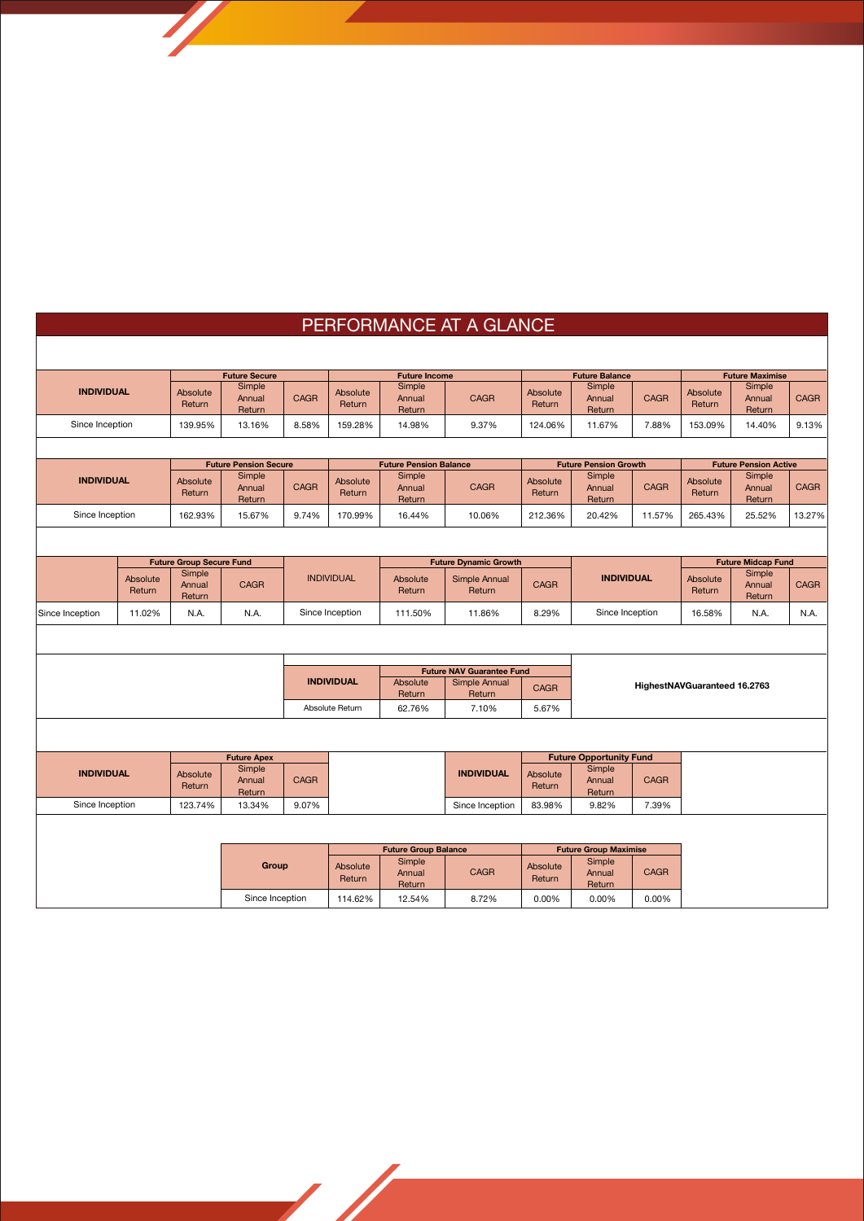# PERFORMANCE AT A GLANCE

| INDIVIDUAL | Future Secure | | | Future Income | | | Future Balance | | | Future Maximise | | |
|---|---|---|---|---|---|---|---|---|---|---|---|---|
| | Absolute Return | Simple Annual Return | CAGR | Absolute Return | Simple Annual Return | CAGR | Absolute Return | Simple Annual Return | CAGR | Absolute Return | Simple Annual Return | CAGR |
| Since Inception | 139.95% | 13.16% | 8.58% | 159.28% | 14.98% | 9.37% | 124.06% | 11.67% | 7.88% | 153.09% | 14.40% | 9.13% |

| INDIVIDUAL | Future Pension Secure | | | Future Pension Balance | | | Future Pension Growth | | | Future Pension Active | | |
|---|---|---|---|---|---|---|---|---|---|---|---|---|
| | Absolute Return | Simple Annual Return | CAGR | Absolute Return | Simple Annual Return | CAGR | Absolute Return | Simple Annual Return | CAGR | Absolute Return | Simple Annual Return | CAGR |
| Since Inception | 162.93% | 15.67% | 9.74% | 170.99% | 16.44% | 10.06% | 212.36% | 20.42% | 11.57% | 265.43% | 25.52% | 13.27% |

| | Future Group Secure Fund | | |
|---|---|---|---|
| | Absolute Return | Simple Annual Return | CAGR |
| Since Inception | 11.02% | N.A. | N.A. |

| INDIVIDUAL | Future Dynamic Growth | | |
|---|---|---|---|
| | Absolute Return | Simple Annual Return | CAGR |
| Since Inception | 111.50% | 11.86% | 8.29% |

| INDIVIDUAL | Future Midcap Fund | | |
|---|---|---|---|
| | Absolute Return | Simple Annual Return | CAGR |
| Since Inception | 16.58% | N.A. | N.A. |

| INDIVIDUAL | Future NAV Guarantee Fund | | |
|---|---|---|---|
| | Absolute Return | Simple Annual Return | CAGR |
| Absolute Return | 62.76% | 7.10% | 5.67% |

**HighestNAVGuaranteed 16.2763**

| INDIVIDUAL | Future Apex | | |
|---|---|---|---|
| | Absolute Return | Simple Annual Return | CAGR |
| Since Inception | 123.74% | 13.34% | 9.07% |

| INDIVIDUAL | Future Opportunity Fund | | |
|---|---|---|---|
| | Absolute Return | Simple Annual Return | CAGR |
| Since Inception | 83.98% | 9.82% | 7.39% |

| Group | Future Group Balance | | | Future Group Maximise | | |
|---|---|---|---|---|---|---|
| | Absolute Return | Simple Annual Return | CAGR | Absolute Return | Simple Annual Return | CAGR |
| Since Inception | 114.62% | 12.54% | 8.72% | 0.00% | 0.00% | 0.00% |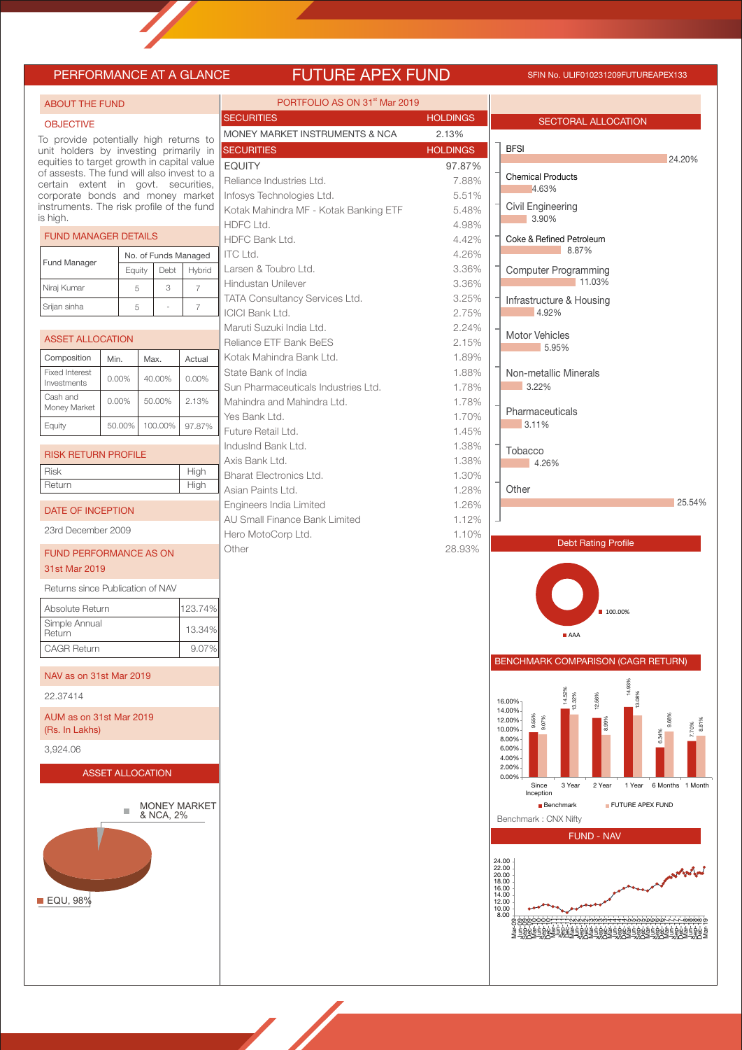# PERFORMANCE AT A GLANCE — FUTURE APEX FUND

SFIN No. ULIF010231209FUTUREAPEX133

## ABOUT THE FUND

### OBJECTIVE

To provide potentially high returns to unit holders by investing primarily in equities to target growth in capital value of assets. The fund will also invest to a certain extent in govt. securities, corporate bonds and money market instruments. The risk profile of the fund is high.

### FUND MANAGER DETAILS

| Fund Manager | No. of Funds Managed | | |
|---|---|---|---|
| | Equity | Debt | Hybrid |
| Niraj Kumar | 5 | 3 | 7 |
| Srijan sinha | 5 | - | 7 |

### ASSET ALLOCATION

| Composition | Min. | Max. | Actual |
|---|---|---|---|
| Fixed Interest Investments | 0.00% | 40.00% | 0.00% |
| Cash and Money Market | 0.00% | 50.00% | 2.13% |
| Equity | 50.00% | 100.00% | 97.87% |

### RISK RETURN PROFILE

| | |
|---|---|
| Risk | High |
| Return | High |

### DATE OF INCEPTION

23rd December 2009

### FUND PERFORMANCE AS ON 31st Mar 2019

Returns since Publication of NAV

| | |
|---|---|
| Absolute Return | 123.74% |
| Simple Annual Return | 13.34% |
| CAGR Return | 9.07% |

### NAV as on 31st Mar 2019

22.37414

### AUM as on 31st Mar 2019 (Rs. In Lakhs)

3,924.06

### ASSET ALLOCATION

MONEY MARKET & NCA, 2%

EQU, 98%

## PORTFOLIO AS ON 31st Mar 2019

| SECURITIES | HOLDINGS |
|---|---|
| MONEY MARKET INSTRUMENTS & NCA | 2.13% |

| SECURITIES | HOLDINGS |
|---|---|
| EQUITY | 97.87% |
| Reliance Industries Ltd. | 7.88% |
| Infosys Technologies Ltd. | 5.51% |
| Kotak Mahindra MF - Kotak Banking ETF | 5.48% |
| HDFC Ltd. | 4.98% |
| HDFC Bank Ltd. | 4.42% |
| ITC Ltd. | 4.26% |
| Larsen & Toubro Ltd. | 3.36% |
| Hindustan Unilever | 3.36% |
| TATA Consultancy Services Ltd. | 3.25% |
| ICICI Bank Ltd. | 2.75% |
| Maruti Suzuki India Ltd. | 2.24% |
| Reliance ETF Bank BeES | 2.15% |
| Kotak Mahindra Bank Ltd. | 1.89% |
| State Bank of India | 1.88% |
| Sun Pharmaceuticals Industries Ltd. | 1.78% |
| Mahindra and Mahindra Ltd. | 1.78% |
| Yes Bank Ltd. | 1.70% |
| Future Retail Ltd. | 1.45% |
| IndusInd Bank Ltd. | 1.38% |
| Axis Bank Ltd. | 1.38% |
| Bharat Electronics Ltd. | 1.30% |
| Asian Paints Ltd. | 1.28% |
| Engineers India Limited | 1.26% |
| AU Small Finance Bank Limited | 1.12% |
| Hero MotoCorp Ltd. | 1.10% |
| Other | 28.93% |

## SECTORAL ALLOCATION

| Sector | Allocation |
|---|---|
| BFSI | 24.20% |
| Chemical Products | 4.63% |
| Civil Engineering | 3.90% |
| Coke & Refined Petroleum | 8.87% |
| Computer Programming | 11.03% |
| Infrastructure & Housing | 4.92% |
| Motor Vehicles | 5.95% |
| Non-metallic Minerals | 3.22% |
| Pharmaceuticals | 3.11% |
| Tobacco | 4.26% |
| Other | 25.54% |

## Debt Rating Profile

AAA: 100.00%

## BENCHMARK COMPARISON (CAGR RETURN)

| Period | Benchmark | FUTURE APEX FUND |
|---|---|---|
| Since Inception | 9.55% | 9.07% |
| 3 Year | 14.52% | 13.32% |
| 2 Year | 12.56% | 8.89% |
| 1 Year | 14.93% | 13.08% |
| 6 Months | 6.34% | 9.68% |
| 1 Month | 7.70% | 8.81% |

Benchmark : CNX Nifty

## FUND - NAV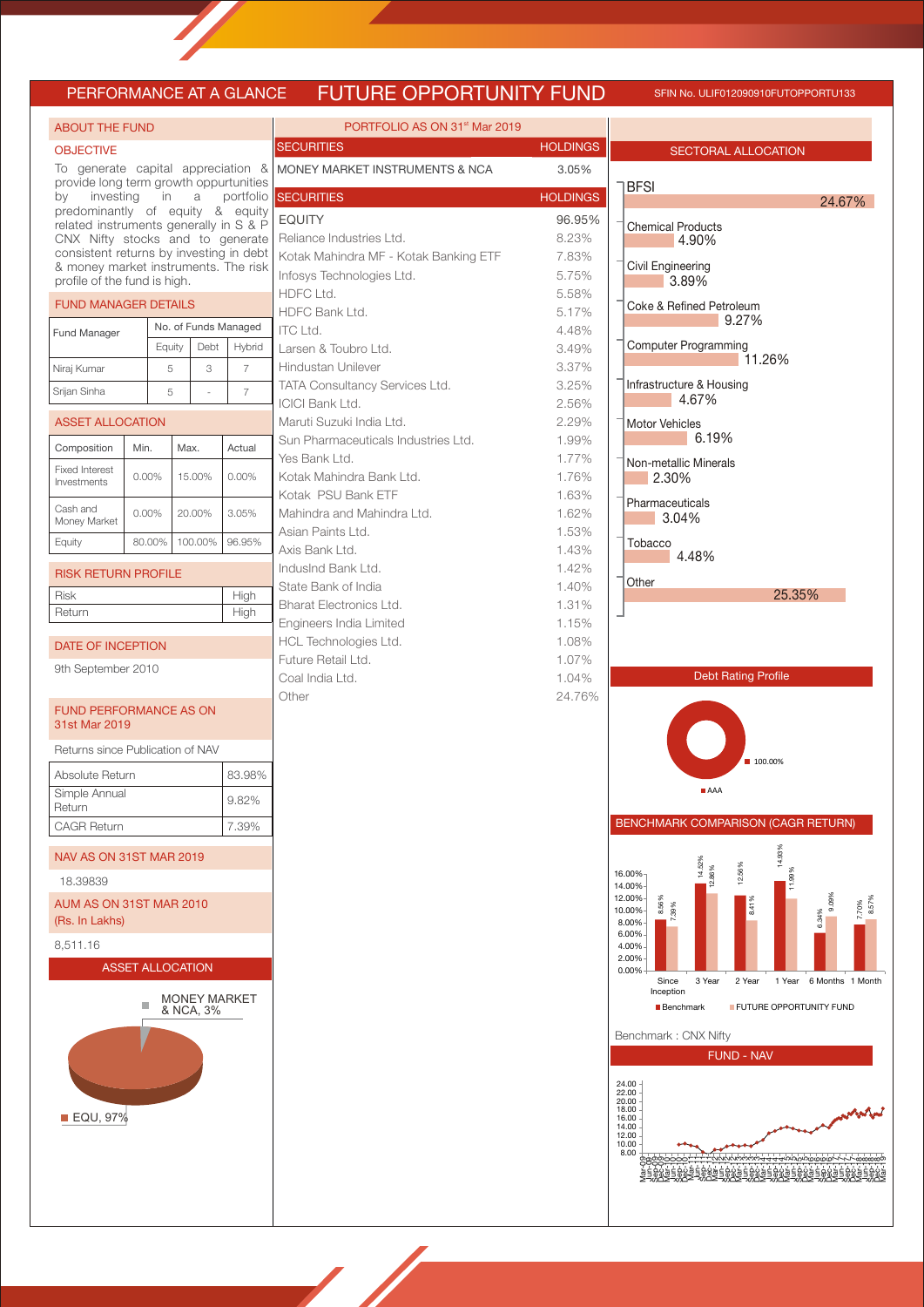# PERFORMANCE AT A GLANCE — FUTURE OPPORTUNITY FUND

SFIN No. ULIF012090910FUTOPPORTU133

## ABOUT THE FUND

### OBJECTIVE

To generate capital appreciation & provide long term growth oppurtunities by investing in a portfolio predominantly of equity & equity related instruments generally in S & P CNX Nifty stocks and to generate consistent returns by investing in debt & money market instruments. The risk profile of the fund is high.

### FUND MANAGER DETAILS

| Fund Manager | No. of Funds Managed | | |
|---|---|---|---|
| | Equity | Debt | Hybrid |
| Niraj Kumar | 5 | 3 | 7 |
| Srijan Sinha | 5 | - | 7 |

### ASSET ALLOCATION

| Composition | Min. | Max. | Actual |
|---|---|---|---|
| Fixed Interest Investments | 0.00% | 15.00% | 0.00% |
| Cash and Money Market | 0.00% | 20.00% | 3.05% |
| Equity | 80.00% | 100.00% | 96.95% |

### RISK RETURN PROFILE

| | |
|---|---|
| Risk | High |
| Return | High |

### DATE OF INCEPTION

9th September 2010

### FUND PERFORMANCE AS ON 31st Mar 2019

Returns since Publication of NAV

| | |
|---|---|
| Absolute Return | 83.98% |
| Simple Annual Return | 9.82% |
| CAGR Return | 7.39% |

### NAV AS ON 31ST MAR 2019

18.39839

### AUM AS ON 31ST MAR 2010 (Rs. In Lakhs)

8,511.16

### ASSET ALLOCATION

MONEY MARKET & NCA, 3%

EQU, 97%

## PORTFOLIO AS ON 31st Mar 2019

| SECURITIES | HOLDINGS |
|---|---|
| MONEY MARKET INSTRUMENTS & NCA | 3.05% |

| SECURITIES | HOLDINGS |
|---|---|
| EQUITY | 96.95% |
| Reliance Industries Ltd. | 8.23% |
| Kotak Mahindra MF - Kotak Banking ETF | 7.83% |
| Infosys Technologies Ltd. | 5.75% |
| HDFC Ltd. | 5.58% |
| HDFC Bank Ltd. | 5.17% |
| ITC Ltd. | 4.48% |
| Larsen & Toubro Ltd. | 3.49% |
| Hindustan Unilever | 3.37% |
| TATA Consultancy Services Ltd. | 3.25% |
| ICICI Bank Ltd. | 2.56% |
| Maruti Suzuki India Ltd. | 2.29% |
| Sun Pharmaceuticals Industries Ltd. | 1.99% |
| Yes Bank Ltd. | 1.77% |
| Kotak Mahindra Bank Ltd. | 1.76% |
| Kotak PSU Bank ETF | 1.63% |
| Mahindra and Mahindra Ltd. | 1.62% |
| Asian Paints Ltd. | 1.53% |
| Axis Bank Ltd. | 1.43% |
| IndusInd Bank Ltd. | 1.42% |
| State Bank of India | 1.40% |
| Bharat Electronics Ltd. | 1.31% |
| Engineers India Limited | 1.15% |
| HCL Technologies Ltd. | 1.08% |
| Future Retail Ltd. | 1.07% |
| Coal India Ltd. | 1.04% |
| Other | 24.76% |

## SECTORAL ALLOCATION

| Sector | Allocation |
|---|---|
| BFSI | 24.67% |
| Chemical Products | 4.90% |
| Civil Engineering | 3.89% |
| Coke & Refined Petroleum | 9.27% |
| Computer Programming | 11.26% |
| Infrastructure & Housing | 4.67% |
| Motor Vehicles | 6.19% |
| Non-metallic Minerals | 2.30% |
| Pharmaceuticals | 3.04% |
| Tobacco | 4.48% |
| Other | 25.35% |

## Debt Rating Profile

AAA: 100.00%

## BENCHMARK COMPARISON (CAGR RETURN)

| | Since Inception | 3 Year | 2 Year | 1 Year | 6 Months | 1 Month |
|---|---|---|---|---|---|---|
| Benchmark | 8.56% | 14.52% | 12.56% | 14.93% | 6.34% | 7.70% |
| FUTURE OPPORTUNITY FUND | 7.39% | 12.86% | 8.41% | 11.99% | 9.09% | 8.57% |

Benchmark : CNX Nifty

## FUND - NAV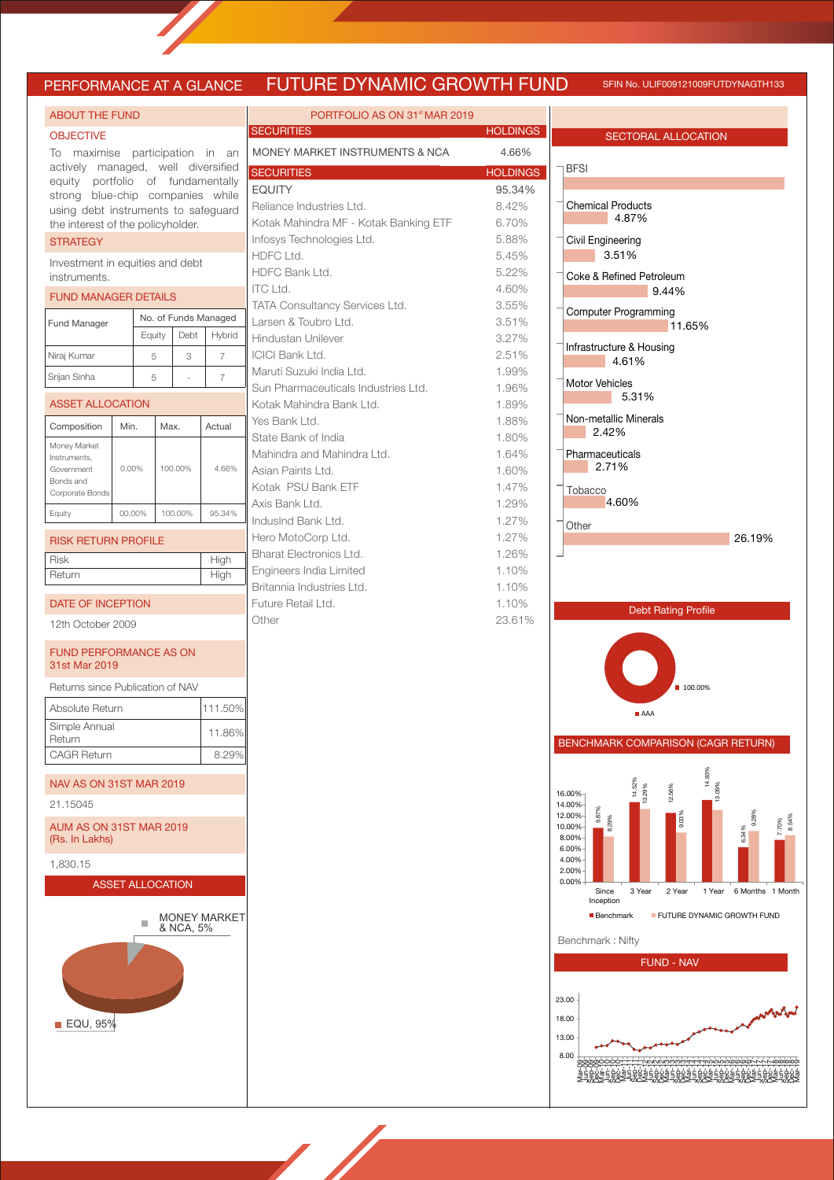# PERFORMANCE AT A GLANCE — FUTURE DYNAMIC GROWTH FUND

SFIN No. ULIF009121009FUTDYNAGTH133

## ABOUT THE FUND

### OBJECTIVE

To maximise participation in an actively managed, well diversified equity portfolio of fundamentally strong blue-chip companies while using debt instruments to safeguard the interest of the policyholder.

### STRATEGY

Investment in equities and debt instruments.

### FUND MANAGER DETAILS

| Fund Manager | No. of Funds Managed | | |
|---|---|---|---|
| | Equity | Debt | Hybrid |
| Niraj Kumar | 5 | 3 | 7 |
| Srijan Sinha | 5 | - | 7 |

### ASSET ALLOCATION

| Composition | Min. | Max. | Actual |
|---|---|---|---|
| Money Market Instruments, Government Bonds and Corporate Bonds | 0.00% | 100.00% | 4.66% |
| Equity | 00.00% | 100.00% | 95.34% |

### RISK RETURN PROFILE

| Risk | High |
|---|---|
| Return | High |

### DATE OF INCEPTION

12th October 2009

### FUND PERFORMANCE AS ON 31st Mar 2019

Returns since Publication of NAV

| Absolute Return | 111.50% |
|---|---|
| Simple Annual Return | 11.86% |
| CAGR Return | 8.29% |

### NAV AS ON 31ST MAR 2019

21.15045

### AUM AS ON 31ST MAR 2019 (Rs. In Lakhs)

1,830.15

### ASSET ALLOCATION

- MONEY MARKET & NCA, 5%
- EQU, 95%

## PORTFOLIO AS ON 31st MAR 2019

| SECURITIES | HOLDINGS |
|---|---|
| MONEY MARKET INSTRUMENTS & NCA | 4.66% |

| SECURITIES | HOLDINGS |
|---|---|
| EQUITY | 95.34% |
| Reliance Industries Ltd. | 8.42% |
| Kotak Mahindra MF - Kotak Banking ETF | 6.70% |
| Infosys Technologies Ltd. | 5.88% |
| HDFC Ltd. | 5.45% |
| HDFC Bank Ltd. | 5.22% |
| ITC Ltd. | 4.60% |
| TATA Consultancy Services Ltd. | 3.55% |
| Larsen & Toubro Ltd. | 3.51% |
| Hindustan Unilever | 3.27% |
| ICICI Bank Ltd. | 2.51% |
| Maruti Suzuki India Ltd. | 1.99% |
| Sun Pharmaceuticals Industries Ltd. | 1.96% |
| Kotak Mahindra Bank Ltd. | 1.89% |
| Yes Bank Ltd. | 1.88% |
| State Bank of India | 1.80% |
| Mahindra and Mahindra Ltd. | 1.64% |
| Asian Paints Ltd. | 1.60% |
| Kotak PSU Bank ETF | 1.47% |
| Axis Bank Ltd. | 1.29% |
| IndusInd Bank Ltd. | 1.27% |
| Hero MotoCorp Ltd. | 1.27% |
| Bharat Electronics Ltd. | 1.26% |
| Engineers India Limited | 1.10% |
| Britannia Industries Ltd. | 1.10% |
| Future Retail Ltd. | 1.10% |
| Other | 23.61% |

## SECTORAL ALLOCATION

| Sector | Allocation |
|---|---|
| BFSI | |
| Chemical Products | 4.87% |
| Civil Engineering | 3.51% |
| Coke & Refined Petroleum | 9.44% |
| Computer Programming | 11.65% |
| Infrastructure & Housing | 4.61% |
| Motor Vehicles | 5.31% |
| Non-metallic Minerals | 2.42% |
| Pharmaceuticals | 2.71% |
| Tobacco | 4.60% |
| Other | 26.19% |

## Debt Rating Profile

AAA: 100.00%

## BENCHMARK COMPARISON (CAGR RETURN)

| Period | Benchmark | FUTURE DYNAMIC GROWTH FUND |
|---|---|---|
| Since Inception | 9.87% | 8.29% |
| 3 Year | 14.52% | 13.29% |
| 2 Year | 12.56% | 9.03% |
| 1 Year | 14.93% | 13.09% |
| 6 Months | 6.34% | 9.28% |
| 1 Month | 7.70% | 8.54% |

Benchmark : Nifty

## FUND - NAV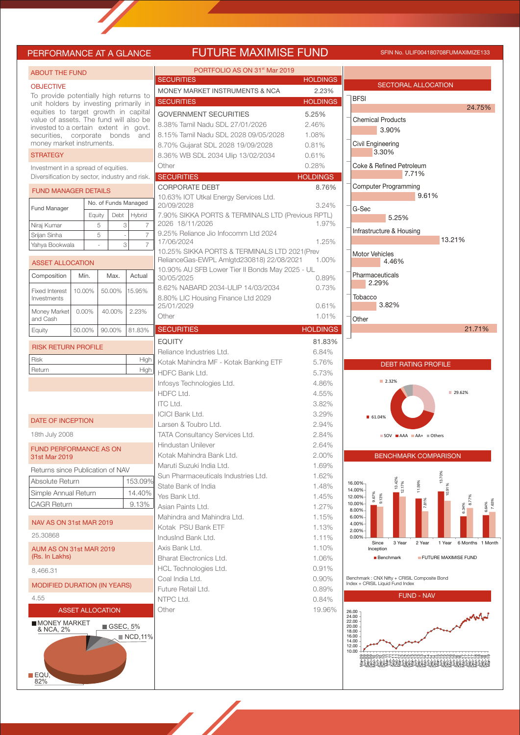# PERFORMANCE AT A GLANCE — FUTURE MAXIMISE FUND

SFIN No. ULIF004180708FUMAXIMIZE133

## ABOUT THE FUND

### OBJECTIVE

To provide potentially high returns to unit holders by investing primarily in equities to target growth in capital value of assets. The fund will also be invested to a certain extent in govt. securities, corporate bonds and money market instruments.

### STRATEGY

Investment in a spread of equities. Diversification by sector, industry and risk.

### FUND MANAGER DETAILS

| Fund Manager | No. of Funds Managed | | |
|---|---|---|---|
| | Equity | Debt | Hybrid |
| Niraj Kumar | 5 | 3 | 7 |
| Srijan Sinha | 5 | - | 7 |
| Yahya Bookwala | - | 3 | 7 |

### ASSET ALLOCATION

| Composition | Min. | Max. | Actual |
|---|---|---|---|
| Fixed Interest Investments | 10.00% | 50.00% | 15.95% |
| Money Market and Cash | 0.00% | 40.00% | 2.23% |
| Equity | 50.00% | 90.00% | 81.83% |

### RISK RETURN PROFILE

| | |
|---|---|
| Risk | High |
| Return | High |

### DATE OF INCEPTION

18th July 2008

### FUND PERFORMANCE AS ON 31st Mar 2019

Returns since Publication of NAV

| | |
|---|---|
| Absolute Return | 153.09% |
| Simple Annual Return | 14.40% |
| CAGR Return | 9.13% |

### NAV AS ON 31st MAR 2019

25.30868

### AUM AS ON 31st MAR 2019 (Rs. In Lakhs)

8,466.31

### MODIFIED DURATION (IN YEARS)

4.55

### ASSET ALLOCATION

MONEY MARKET & NCA, 2%; GSEC, 5%; NCD, 11%; EQU, 82%

## PORTFOLIO AS ON 31st Mar 2019

| SECURITIES | HOLDINGS |
|---|---|
| MONEY MARKET INSTRUMENTS & NCA | 2.23% |

| SECURITIES | HOLDINGS |
|---|---|
| GOVERNMENT SECURITIES | 5.25% |
| 8.38% Tamil Nadu SDL 27/01/2026 | 2.46% |
| 8.15% Tamil Nadu SDL 2028 09/05/2028 | 1.08% |
| 8.70% Gujarat SDL 2028 19/09/2028 | 0.81% |
| 8.36% WB SDL 2034 Ulip 13/02/2034 | 0.61% |
| Other | 0.28% |

| SECURITIES | HOLDINGS |
|---|---|
| CORPORATE DEBT | 8.76% |
| 10.63% IOT Utkal Energy Services Ltd. 20/09/2028 | 3.24% |
| 7.90% SIKKA PORTS & TERMINALS LTD (Previous RPTL) 2026 18/11/2026 | 1.97% |
| 9.25% Reliance Jio Infocomm Ltd 2024 17/06/2024 | 1.25% |
| 10.25% SIKKA PORTS & TERMINALS LTD 2021(Prev RelianceGas-EWPL Amlgtd230818) 22/08/2021 | 1.00% |
| 10.90% AU SFB Lower Tier II Bonds May 2025 - UL 30/05/2025 | 0.89% |
| 8.62% NABARD 2034-ULIP 14/03/2034 | 0.73% |
| 8.80% LIC Housing Finance Ltd 2029 25/01/2029 | 0.61% |
| Other | 1.01% |

| SECURITIES | HOLDINGS |
|---|---|
| EQUITY | 81.83% |
| Reliance Industries Ltd. | 6.84% |
| Kotak Mahindra MF - Kotak Banking ETF | 5.76% |
| HDFC Bank Ltd. | 5.73% |
| Infosys Technologies Ltd. | 4.86% |
| HDFC Ltd. | 4.55% |
| ITC Ltd. | 3.82% |
| ICICI Bank Ltd. | 3.29% |
| Larsen & Toubro Ltd. | 2.94% |
| TATA Consultancy Services Ltd. | 2.84% |
| Hindustan Unilever | 2.64% |
| Kotak Mahindra Bank Ltd. | 2.00% |
| Maruti Suzuki India Ltd. | 1.69% |
| Sun Pharmaceuticals Industries Ltd. | 1.62% |
| State Bank of India | 1.48% |
| Yes Bank Ltd. | 1.45% |
| Asian Paints Ltd. | 1.27% |
| Mahindra and Mahindra Ltd. | 1.15% |
| Kotak PSU Bank ETF | 1.13% |
| IndusInd Bank Ltd. | 1.11% |
| Axis Bank Ltd. | 1.10% |
| Bharat Electronics Ltd. | 1.06% |
| HCL Technologies Ltd. | 0.91% |
| Coal India Ltd. | 0.90% |
| Future Retail Ltd. | 0.89% |
| NTPC Ltd. | 0.84% |
| Other | 19.96% |

## SECTORAL ALLOCATION

| Sector | Allocation |
|---|---|
| BFSI | 24.75% |
| Chemical Products | 3.90% |
| Civil Engineering | 3.30% |
| Coke & Refined Petroleum | 7.71% |
| Computer Programming | 9.61% |
| G-Sec | 5.25% |
| Infrastructure & Housing | 13.21% |
| Motor Vehicles | 4.46% |
| Pharmaceuticals | 2.29% |
| Tobacco | 3.82% |
| Other | 21.71% |

## DEBT RATING PROFILE

SOV: 29.62%; AAA: 61.04%; AA+: 2.32%; Others

## BENCHMARK COMPARISON

| | Since Inception | 3 Year | 2 Year | 1 Year | 6 Months | 1 Month |
|---|---|---|---|---|---|---|
| Benchmark | 9.67% | 13.42% | 11.59% | 13.70% | 6.34% | 6.64% |
| FUTURE MAXIMISE FUND | 9.13% | 12.17% | 7.81% | 10.91% | 8.77% | 7.63% |

Benchmark : CNX Nifty + CRISIL Composite Bond Index + CRISIL Liquid Fund Index

## FUND - NAV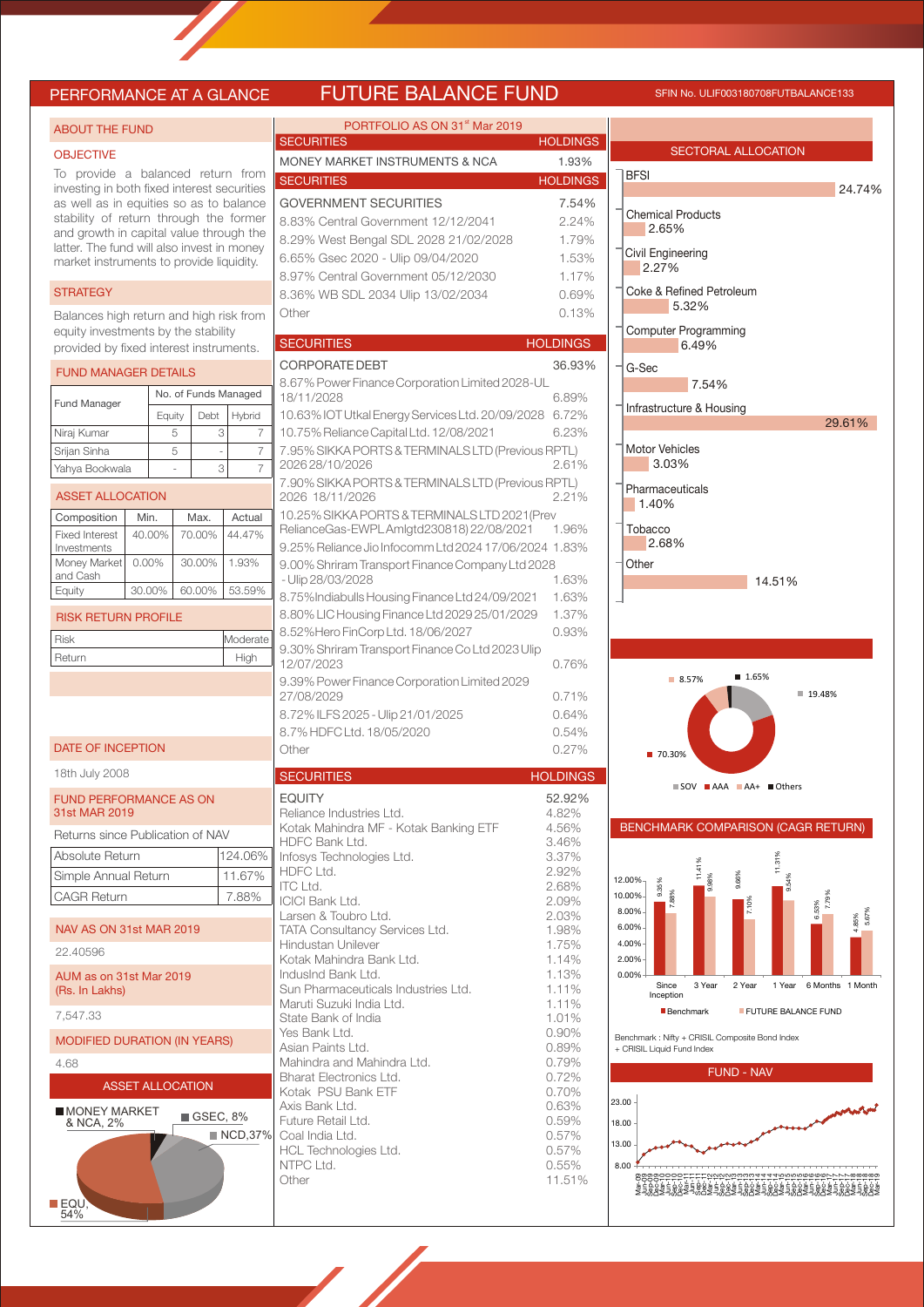# PERFORMANCE AT A GLANCE — FUTURE BALANCE FUND

SFIN No. ULIF003180708FUTBALANCE133

## ABOUT THE FUND

### OBJECTIVE

To provide a balanced return from investing in both fixed interest securities as well as in equities so as to balance stability of return through the former and growth in capital value through the latter. The fund will also invest in money market instruments to provide liquidity.

### STRATEGY

Balances high return and high risk from equity investments by the stability provided by fixed interest instruments.

## FUND MANAGER DETAILS

| Fund Manager | No. of Funds Managed | | |
|---|---|---|---|
| | Equity | Debt | Hybrid |
| Niraj Kumar | 5 | 3 | 7 |
| Srijan Sinha | 5 | - | 7 |
| Yahya Bookwala | - | 3 | 7 |

## ASSET ALLOCATION

| Composition | Min. | Max. | Actual |
|---|---|---|---|
| Fixed Interest Investments | 40.00% | 70.00% | 44.47% |
| Money Market and Cash | 0.00% | 30.00% | 1.93% |
| Equity | 30.00% | 60.00% | 53.59% |

## RISK RETURN PROFILE

| | |
|---|---|
| Risk | Moderate |
| Return | High |

## DATE OF INCEPTION

18th July 2008

## FUND PERFORMANCE AS ON 31st MAR 2019

| Returns since Publication of NAV | |
|---|---|
| Absolute Return | 124.06% |
| Simple Annual Return | 11.67% |
| CAGR Return | 7.88% |

## NAV AS ON 31st MAR 2019

22.40596

## AUM as on 31st Mar 2019 (Rs. In Lakhs)

7,547.33

## MODIFIED DURATION (IN YEARS)

4.68

## ASSET ALLOCATION

- MONEY MARKET & NCA, 2%
- GSEC, 8%
- NCD, 37%
- EQU, 54%

## PORTFOLIO AS ON 31st Mar 2019

| SECURITIES | HOLDINGS |
|---|---|
| MONEY MARKET INSTRUMENTS & NCA | 1.93% |

| SECURITIES | HOLDINGS |
|---|---|
| GOVERNMENT SECURITIES | 7.54% |
| 8.83% Central Government 12/12/2041 | 2.24% |
| 8.29% West Bengal SDL 2028 21/02/2028 | 1.79% |
| 6.65% Gsec 2020 - Ulip 09/04/2020 | 1.53% |
| 8.97% Central Government 05/12/2030 | 1.17% |
| 8.36% WB SDL 2034 Ulip 13/02/2034 | 0.69% |
| Other | 0.13% |

| SECURITIES | HOLDINGS |
|---|---|
| CORPORATE DEBT | 36.93% |
| 8.67% Power Finance Corporation Limited 2028-UL 18/11/2028 | 6.89% |
| 10.63% IOT Utkal Energy Services Ltd. 20/09/2028 | 6.72% |
| 10.75% Reliance Capital Ltd. 12/08/2021 | 6.23% |
| 7.95% SIKKA PORTS & TERMINALS LTD (Previous RPTL) 2026 28/10/2026 | 2.61% |
| 7.90% SIKKA PORTS & TERMINALS LTD (Previous RPTL) 2026 18/11/2026 | 2.21% |
| 10.25% SIKKA PORTS & TERMINALS LTD 2021 (Prev RelianceGas-EWPL Amlgtd230818) 22/08/2021 | 1.96% |
| 9.25% Reliance Jio Infocomm Ltd 2024 17/06/2024 | 1.83% |
| 9.00% Shriram Transport Finance Company Ltd 2028 - Ulip 28/03/2028 | 1.63% |
| 8.75% Indiabulls Housing Finance Ltd 24/09/2021 | 1.63% |
| 8.80% LIC Housing Finance Ltd 2029 25/01/2029 | 1.37% |
| 8.52% Hero FinCorp Ltd. 18/06/2027 | 0.93% |
| 9.30% Shriram Transport Finance Co Ltd 2023 Ulip 12/07/2023 | 0.76% |
| 9.39% Power Finance Corporation Limited 2029 27/08/2029 | 0.71% |
| 8.72% ILFS 2025 - Ulip 21/01/2025 | 0.64% |
| 8.7% HDFC Ltd. 18/05/2020 | 0.54% |
| Other | 0.27% |

| SECURITIES | HOLDINGS |
|---|---|
| EQUITY | 52.92% |
| Reliance Industries Ltd. | 4.82% |
| Kotak Mahindra MF - Kotak Banking ETF | 4.56% |
| HDFC Bank Ltd. | 3.46% |
| Infosys Technologies Ltd. | 3.37% |
| HDFC Ltd. | 2.92% |
| ITC Ltd. | 2.68% |
| ICICI Bank Ltd. | 2.09% |
| Larsen & Toubro Ltd. | 2.03% |
| TATA Consultancy Services Ltd. | 1.98% |
| Hindustan Unilever | 1.75% |
| Kotak Mahindra Bank Ltd. | 1.14% |
| IndusInd Bank Ltd. | 1.13% |
| Sun Pharmaceuticals Industries Ltd. | 1.11% |
| Maruti Suzuki India Ltd. | 1.11% |
| State Bank of India | 1.01% |
| Yes Bank Ltd. | 0.90% |
| Asian Paints Ltd. | 0.89% |
| Mahindra and Mahindra Ltd. | 0.79% |
| Bharat Electronics Ltd. | 0.72% |
| Kotak PSU Bank ETF | 0.70% |
| Axis Bank Ltd. | 0.63% |
| Future Retail Ltd. | 0.59% |
| Coal India Ltd. | 0.57% |
| HCL Technologies Ltd. | 0.57% |
| NTPC Ltd. | 0.55% |
| Other | 11.51% |

## SECTORAL ALLOCATION

| Sector | Allocation |
|---|---|
| BFSI | 24.74% |
| Chemical Products | 2.65% |
| Civil Engineering | 2.27% |
| Coke & Refined Petroleum | 5.32% |
| Computer Programming | 6.49% |
| G-Sec | 7.54% |
| Infrastructure & Housing | 29.61% |
| Motor Vehicles | 3.03% |
| Pharmaceuticals | 1.40% |
| Tobacco | 2.68% |
| Other | 14.51% |

## RATING PROFILE

- SOV: 19.48%
- AAA: 70.30%
- AA+: 8.57%
- Others: 1.65%

## BENCHMARK COMPARISON (CAGR RETURN)

| Period | Benchmark | FUTURE BALANCE FUND |
|---|---|---|
| Since Inception | 9.35% | 7.88% |
| 3 Year | 11.41% | 9.98% |
| 2 Year | 9.66% | 7.10% |
| 1 Year | 11.31% | 9.54% |
| 6 Months | 6.53% | 7.79% |
| 1 Month | 4.85% | 5.67% |

Benchmark : Nifty + CRISIL Composite Bond Index + CRISIL Liquid Fund Index

## FUND - NAV

(Chart: NAV from Mar-09 to Mar-19)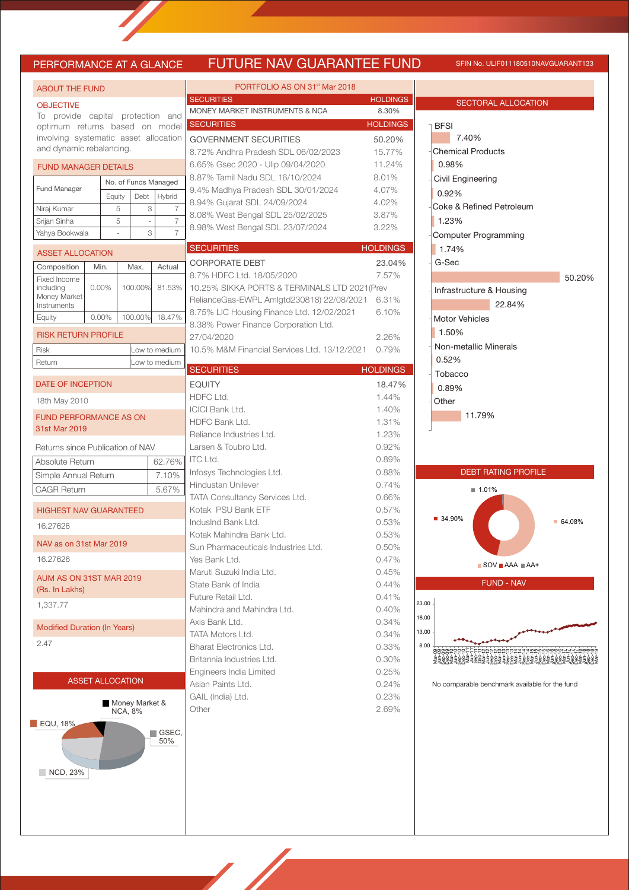# PERFORMANCE AT A GLANCE — FUTURE NAV GUARANTEE FUND

SFIN No. ULIF011180510NAVGUARANT133

## ABOUT THE FUND

**OBJECTIVE**

To provide capital protection and optimum returns based on model involving systematic asset allocation and dynamic rebalancing.

### FUND MANAGER DETAILS

| Fund Manager | No. of Funds Managed | | |
|---|---|---|---|
| | Equity | Debt | Hybrid |
| Niraj Kumar | 5 | 3 | 7 |
| Srijan Sinha | 5 | - | 7 |
| Yahya Bookwala | - | 3 | 7 |

### ASSET ALLOCATION

| Composition | Min. | Max. | Actual |
|---|---|---|---|
| Fixed Income including Money Market Instruments | 0.00% | 100.00% | 81.53% |
| Equity | 0.00% | 100.00% | 18.47% |

### RISK RETURN PROFILE

| | |
|---|---|
| Risk | Low to medium |
| Return | Low to medium |

### DATE OF INCEPTION

18th May 2010

### FUND PERFORMANCE AS ON 31st Mar 2019

Returns since Publication of NAV

| | |
|---|---|
| Absolute Return | 62.76% |
| Simple Annual Return | 7.10% |
| CAGR Return | 5.67% |

### HIGHEST NAV GUARANTEED

16.27626

### NAV as on 31st Mar 2019

16.27626

### AUM AS ON 31ST MAR 2019 (Rs. In Lakhs)

1,337.77

### Modified Duration (In Years)

2.47

### ASSET ALLOCATION

- Money Market & NCA, 8%
- EQU, 18%
- GSEC, 50%
- NCD, 23%

## PORTFOLIO AS ON 31st Mar 2018

| SECURITIES | HOLDINGS |
|---|---|
| MONEY MARKET INSTRUMENTS & NCA | 8.30% |

| SECURITIES | HOLDINGS |
|---|---|
| GOVERNMENT SECURITIES | 50.20% |
| 8.72% Andhra Pradesh SDL 06/02/2023 | 15.77% |
| 6.65% Gsec 2020 - Ulip 09/04/2020 | 11.24% |
| 8.87% Tamil Nadu SDL 16/10/2024 | 8.01% |
| 9.4% Madhya Pradesh SDL 30/01/2024 | 4.07% |
| 8.94% Gujarat SDL 24/09/2024 | 4.02% |
| 8.08% West Bengal SDL 25/02/2025 | 3.87% |
| 8.98% West Bengal SDL 23/07/2024 | 3.22% |

| SECURITIES | HOLDINGS |
|---|---|
| CORPORATE DEBT | 23.04% |
| 8.7% HDFC Ltd. 18/05/2020 | 7.57% |
| 10.25% SIKKA PORTS & TERMINALS LTD 2021(Prev RelianceGas-EWPL Amlgtd230818) 22/08/2021 | 6.31% |
| 8.75% LIC Housing Finance Ltd. 12/02/2021 | 6.10% |
| 8.38% Power Finance Corporation Ltd. 27/04/2020 | 2.26% |
| 10.5% M&M Financial Services Ltd. 13/12/2021 | 0.79% |

| SECURITIES | HOLDINGS |
|---|---|
| EQUITY | 18.47% |
| HDFC Ltd. | 1.44% |
| ICICI Bank Ltd. | 1.40% |
| HDFC Bank Ltd. | 1.31% |
| Reliance Industries Ltd. | 1.23% |
| Larsen & Toubro Ltd. | 0.92% |
| ITC Ltd. | 0.89% |
| Infosys Technologies Ltd. | 0.88% |
| Hindustan Unilever | 0.74% |
| TATA Consultancy Services Ltd. | 0.66% |
| Kotak PSU Bank ETF | 0.57% |
| IndusInd Bank Ltd. | 0.53% |
| Kotak Mahindra Bank Ltd. | 0.53% |
| Sun Pharmaceuticals Industries Ltd. | 0.50% |
| Yes Bank Ltd. | 0.47% |
| Maruti Suzuki India Ltd. | 0.45% |
| State Bank of India | 0.44% |
| Future Retail Ltd. | 0.41% |
| Mahindra and Mahindra Ltd. | 0.40% |
| Axis Bank Ltd. | 0.34% |
| TATA Motors Ltd. | 0.34% |
| Bharat Electronics Ltd. | 0.33% |
| Britannia Industries Ltd. | 0.30% |
| Engineers India Limited | 0.25% |
| Asian Paints Ltd. | 0.24% |
| GAIL (India) Ltd. | 0.23% |
| Other | 2.69% |

## SECTORAL ALLOCATION

| Sector | Allocation |
|---|---|
| BFSI | 7.40% |
| Chemical Products | 0.98% |
| Civil Engineering | 0.92% |
| Coke & Refined Petroleum | 1.23% |
| Computer Programming | 1.74% |
| G-Sec | 50.20% |
| Infrastructure & Housing | 22.84% |
| Motor Vehicles | 1.50% |
| Non-metallic Minerals | 0.52% |
| Tobacco | 0.89% |
| Other | 11.79% |

## DEBT RATING PROFILE

- SOV: 64.08%
- AAA: 34.90%
- AA+: 1.01%

## FUND - NAV

No comparable benchmark available for the fund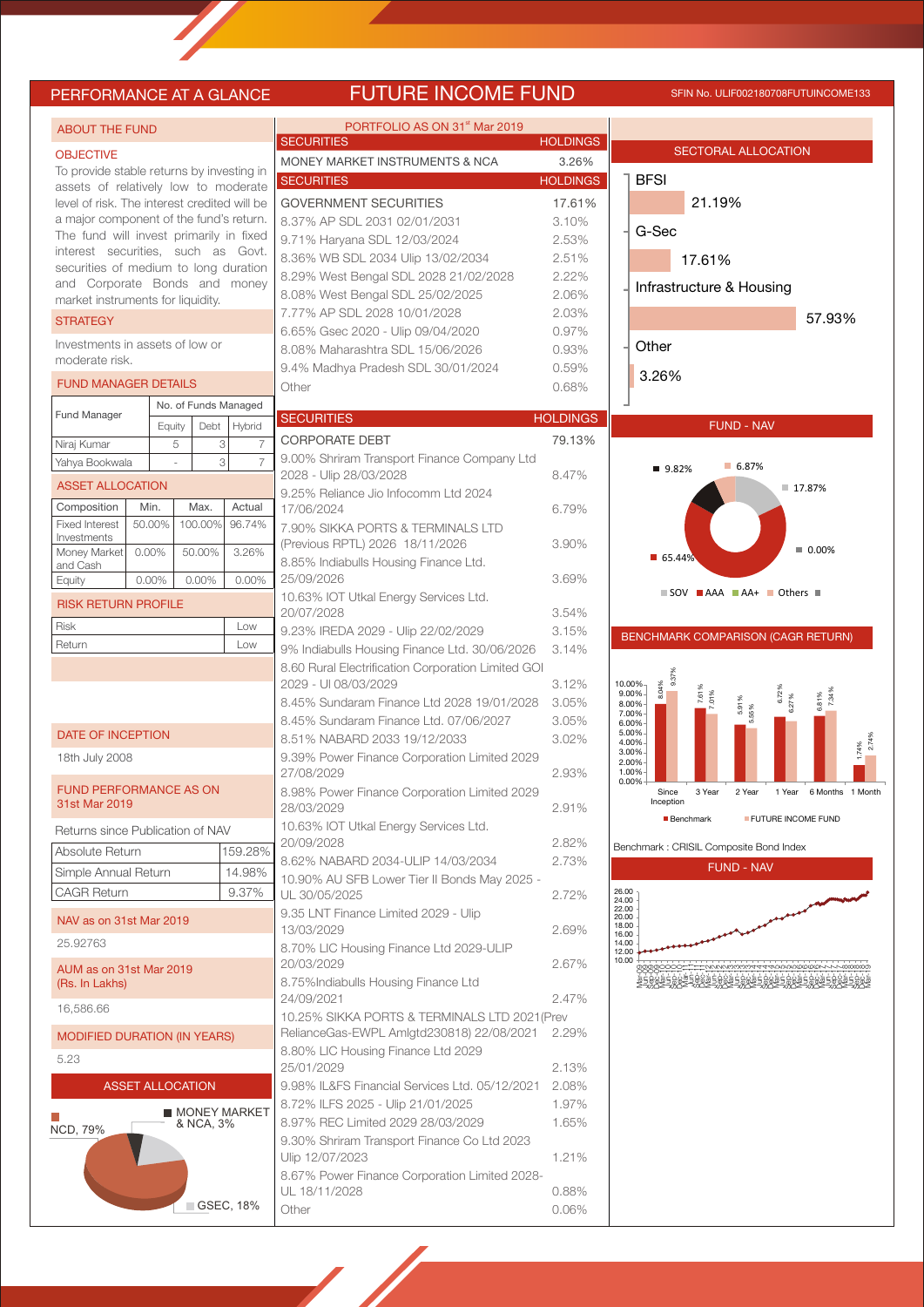# PERFORMANCE AT A GLANCE

## FUTURE INCOME FUND

SFIN No. ULIF002180708FUTUINCOME133

### ABOUT THE FUND

**OBJECTIVE**

To provide stable returns by investing in assets of relatively low to moderate level of risk. The interest credited will be a major component of the fund's return. The fund will invest primarily in fixed interest securities, such as Govt. securities of medium to long duration and Corporate Bonds and money market instruments for liquidity.

**STRATEGY**

Investments in assets of low or moderate risk.

### FUND MANAGER DETAILS

| Fund Manager | No. of Funds Managed | | |
|---|---|---|---|
| | Equity | Debt | Hybrid |
| Niraj Kumar | 5 | 3 | 7 |
| Yahya Bookwala | - | 3 | 7 |

### ASSET ALLOCATION

| Composition | Min. | Max. | Actual |
|---|---|---|---|
| Fixed Interest Investments | 50.00% | 100.00% | 96.74% |
| Money Market and Cash | 0.00% | 50.00% | 3.26% |
| Equity | 0.00% | 0.00% | 0.00% |

### RISK RETURN PROFILE

| Risk | Low |
|---|---|
| Return | Low |

### DATE OF INCEPTION

18th July 2008

### FUND PERFORMANCE AS ON 31st Mar 2019

Returns since Publication of NAV

| Absolute Return | 159.28% |
|---|---|
| Simple Annual Return | 14.98% |
| CAGR Return | 9.37% |

### NAV as on 31st Mar 2019

25.92763

### AUM as on 31st Mar 2019 (Rs. In Lakhs)

16,586.66

### MODIFIED DURATION (IN YEARS)

5.23

### ASSET ALLOCATION

- NCD, 79%
- MONEY MARKET & NCA, 3%
- GSEC, 18%

### PORTFOLIO AS ON 31st Mar 2019

| SECURITIES | HOLDINGS |
|---|---|
| MONEY MARKET INSTRUMENTS & NCA | 3.26% |

| SECURITIES | HOLDINGS |
|---|---|
| GOVERNMENT SECURITIES | 17.61% |
| 8.37% AP SDL 2031 02/01/2031 | 3.10% |
| 9.71% Haryana SDL 12/03/2024 | 2.53% |
| 8.36% WB SDL 2034 Ulip 13/02/2034 | 2.51% |
| 8.29% West Bengal SDL 2028 21/02/2028 | 2.22% |
| 8.08% West Bengal SDL 25/02/2025 | 2.06% |
| 7.77% AP SDL 2028 10/01/2028 | 2.03% |
| 6.65% Gsec 2020 - Ulip 09/04/2020 | 0.97% |
| 8.08% Maharashtra SDL 15/06/2026 | 0.93% |
| 9.4% Madhya Pradesh SDL 30/01/2024 | 0.59% |
| Other | 0.68% |

| SECURITIES | HOLDINGS |
|---|---|
| CORPORATE DEBT | 79.13% |
| 9.00% Shriram Transport Finance Company Ltd 2028 - Ulip 28/03/2028 | 8.47% |
| 9.25% Reliance Jio Infocomm Ltd 2024 17/06/2024 | 6.79% |
| 7.90% SIKKA PORTS & TERMINALS LTD (Previous RPTL) 2026 18/11/2026 | 3.90% |
| 8.85% Indiabulls Housing Finance Ltd. 25/09/2026 | 3.69% |
| 10.63% IOT Utkal Energy Services Ltd. 20/07/2028 | 3.54% |
| 9.23% IREDA 2029 - Ulip 22/02/2029 | 3.15% |
| 9% Indiabulls Housing Finance Ltd. 30/06/2026 | 3.14% |
| 8.60 Rural Electrification Corporation Limited GOI 2029 - Ul 08/03/2029 | 3.12% |
| 8.45% Sundaram Finance Ltd 2028 19/01/2028 | 3.05% |
| 8.45% Sundaram Finance Ltd. 07/06/2027 | 3.05% |
| 8.51% NABARD 2033 19/12/2033 | 3.02% |
| 9.39% Power Finance Corporation Limited 2029 27/08/2029 | 2.93% |
| 8.98% Power Finance Corporation Limited 2029 28/03/2029 | 2.91% |
| 10.63% IOT Utkal Energy Services Ltd. 20/09/2028 | 2.82% |
| 8.62% NABARD 2034-ULIP 14/03/2034 | 2.73% |
| 10.90% AU SFB Lower Tier II Bonds May 2025 - UL 30/05/2025 | 2.72% |
| 9.35 LNT Finance Limited 2029 - Ulip 13/03/2029 | 2.69% |
| 8.70% LIC Housing Finance Ltd 2029-ULIP 20/03/2029 | 2.67% |
| 8.75%Indiabulls Housing Finance Ltd 24/09/2021 | 2.47% |
| 10.25% SIKKA PORTS & TERMINALS LTD 2021(Prev RelianceGas-EWPL Amlgtd230818) 22/08/2021 | 2.29% |
| 8.80% LIC Housing Finance Ltd 2029 25/01/2029 | 2.13% |
| 9.98% IL&FS Financial Services Ltd. 05/12/2021 | 2.08% |
| 8.72% ILFS 2025 - Ulip 21/01/2025 | 1.97% |
| 8.97% REC Limited 2029 28/03/2029 | 1.65% |
| 9.30% Shriram Transport Finance Co Ltd 2023 Ulip 12/07/2023 | 1.21% |
| 8.67% Power Finance Corporation Limited 2028-UL 18/11/2028 | 0.88% |
| Other | 0.06% |

### SECTORAL ALLOCATION

| Sector | Allocation |
|---|---|
| BFSI | 21.19% |
| G-Sec | 17.61% |
| Infrastructure & Housing | 57.93% |
| Other | 3.26% |

### FUND - NAV

| Rating | Allocation |
|---|---|
| SOV | 17.87% |
| AAA | 65.44% |
| AA+ | 6.87% |
| Others | 9.82% |
| | 0.00% |

### BENCHMARK COMPARISON (CAGR RETURN)

| Period | Benchmark | FUTURE INCOME FUND |
|---|---|---|
| Since Inception | 8.04% | 9.37% |
| 3 Year | 7.61% | 7.01% |
| 2 Year | 5.91% | 5.55% |
| 1 Year | 6.72% | 6.27% |
| 6 Months | 6.81% | 7.34% |
| 1 Month | 1.74% | 2.74% |

Benchmark : CRISIL Composite Bond Index

### FUND - NAV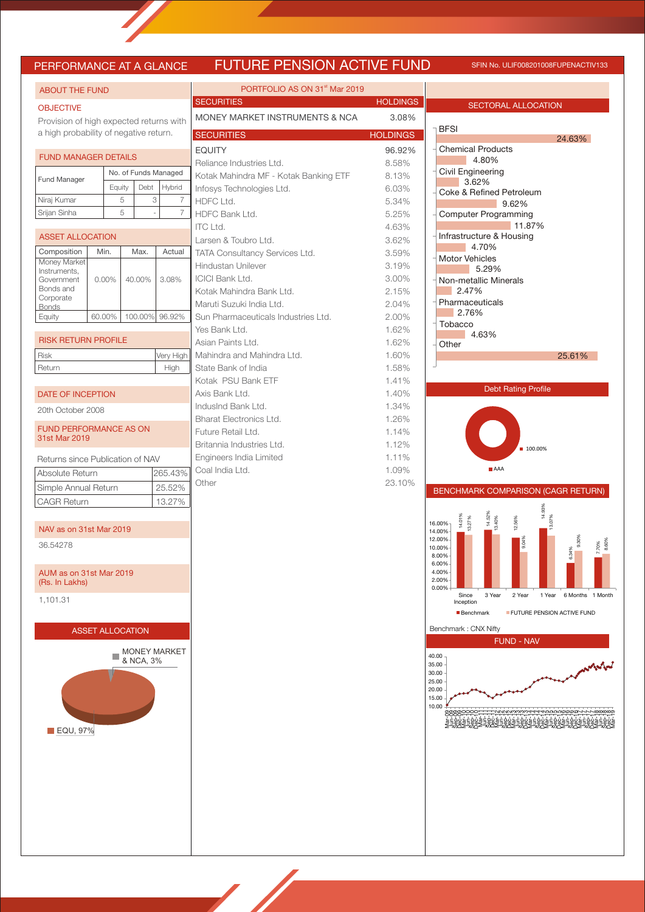## PERFORMANCE AT A GLANCE

# FUTURE PENSION ACTIVE FUND

SFIN No. ULIF008201008FUPENACTIV133

### ABOUT THE FUND

**OBJECTIVE**

Provision of high expected returns with a high probability of negative return.

### FUND MANAGER DETAILS

| Fund Manager | No. of Funds Managed | | |
|---|---|---|---|
| | Equity | Debt | Hybrid |
| Niraj Kumar | 5 | 3 | 7 |
| Srijan Sinha | 5 | - | 7 |

### ASSET ALLOCATION

| Composition | Min. | Max. | Actual |
|---|---|---|---|
| Money Market Instruments, Government Bonds and Corporate Bonds | 0.00% | 40.00% | 3.08% |
| Equity | 60.00% | 100.00% | 96.92% |

### RISK RETURN PROFILE

| | |
|---|---|
| Risk | Very High |
| Return | High |

### DATE OF INCEPTION

20th October 2008

### FUND PERFORMANCE AS ON 31st Mar 2019

Returns since Publication of NAV

| | |
|---|---|
| Absolute Return | 265.43% |
| Simple Annual Return | 25.52% |
| CAGR Return | 13.27% |

### NAV as on 31st Mar 2019

36.54278

### AUM as on 31st Mar 2019 (Rs. In Lakhs)

1,101.31

### ASSET ALLOCATION

MONEY MARKET & NCA, 3%

EQU, 97%

### PORTFOLIO AS ON 31st Mar 2019

| SECURITIES | HOLDINGS |
|---|---|
| MONEY MARKET INSTRUMENTS & NCA | 3.08% |

| SECURITIES | HOLDINGS |
|---|---|
| EQUITY | 96.92% |
| Reliance Industries Ltd. | 8.58% |
| Kotak Mahindra MF - Kotak Banking ETF | 8.13% |
| Infosys Technologies Ltd. | 6.03% |
| HDFC Ltd. | 5.34% |
| HDFC Bank Ltd. | 5.25% |
| ITC Ltd. | 4.63% |
| Larsen & Toubro Ltd. | 3.62% |
| TATA Consultancy Services Ltd. | 3.59% |
| Hindustan Unilever | 3.19% |
| ICICI Bank Ltd. | 3.00% |
| Kotak Mahindra Bank Ltd. | 2.15% |
| Maruti Suzuki India Ltd. | 2.04% |
| Sun Pharmaceuticals Industries Ltd. | 2.00% |
| Yes Bank Ltd. | 1.62% |
| Asian Paints Ltd. | 1.62% |
| Mahindra and Mahindra Ltd. | 1.60% |
| State Bank of India | 1.58% |
| Kotak PSU Bank ETF | 1.41% |
| Axis Bank Ltd. | 1.40% |
| IndusInd Bank Ltd. | 1.34% |
| Bharat Electronics Ltd. | 1.26% |
| Future Retail Ltd. | 1.14% |
| Britannia Industries Ltd. | 1.12% |
| Engineers India Limited | 1.11% |
| Coal India Ltd. | 1.09% |
| Other | 23.10% |

### SECTORAL ALLOCATION

| Sector | Allocation |
|---|---|
| BFSI | 24.63% |
| Chemical Products | 4.80% |
| Civil Engineering | 3.62% |
| Coke & Refined Petroleum | 9.62% |
| Computer Programming | 11.87% |
| Infrastructure & Housing | 4.70% |
| Motor Vehicles | 5.29% |
| Non-metallic Minerals | 2.47% |
| Pharmaceuticals | 2.76% |
| Tobacco | 4.63% |
| Other | 25.61% |

### Debt Rating Profile

AAA: 100.00%

### BENCHMARK COMPARISON (CAGR RETURN)

| | Since Inception | 3 Year | 2 Year | 1 Year | 6 Months | 1 Month |
|---|---|---|---|---|---|---|
| Benchmark | 14.01% | 14.52% | 12.56% | 14.93% | 6.34% | 7.70% |
| FUTURE PENSION ACTIVE FUND | 13.27% | 13.40% | 9.04% | 13.07% | 9.30% | 8.60% |

Benchmark : CNX Nifty

### FUND - NAV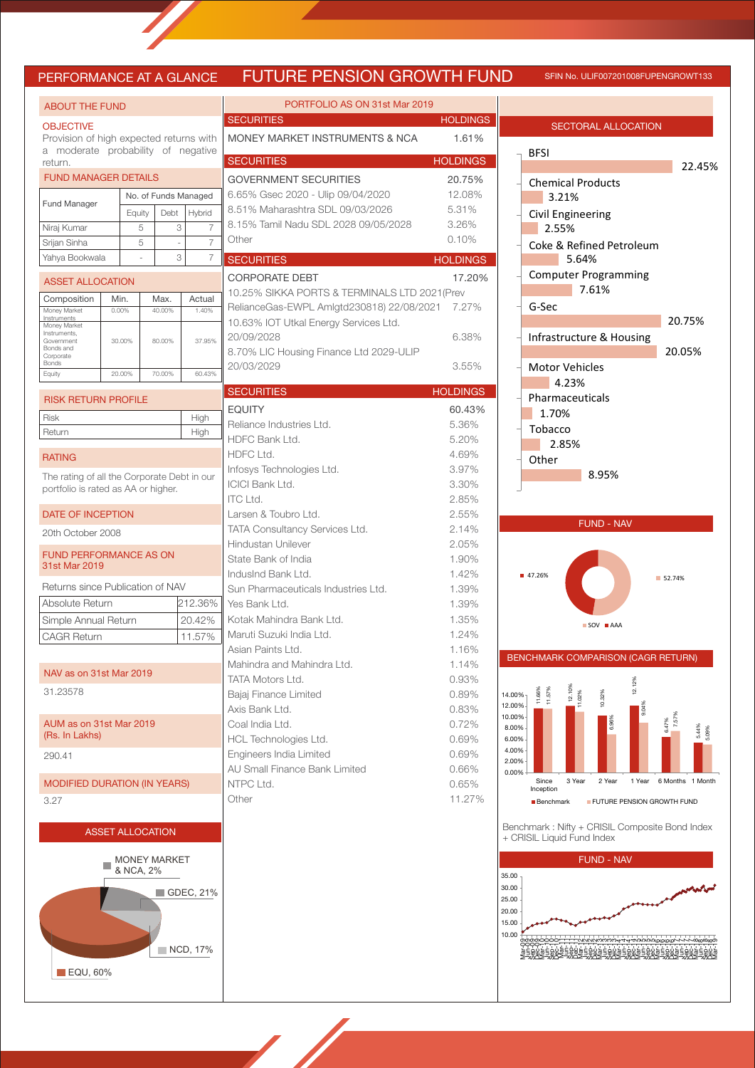# PERFORMANCE AT A GLANCE — FUTURE PENSION GROWTH FUND

SFIN No. ULIF007201008FUPENGROWT133

## ABOUT THE FUND

**OBJECTIVE**

Provision of high expected returns with a moderate probability of negative return.

### FUND MANAGER DETAILS

| Fund Manager | No. of Funds Managed | | |
|---|---|---|---|
| | Equity | Debt | Hybrid |
| Niraj Kumar | 5 | 3 | 7 |
| Srijan Sinha | 5 | - | 7 |
| Yahya Bookwala | - | 3 | 7 |

### ASSET ALLOCATION

| Composition | Min. | Max. | Actual |
|---|---|---|---|
| Money Market Instruments | 0.00% | 40.00% | 1.40% |
| Money Market Instruments, Government Bonds and Corporate Bonds | 30.00% | 80.00% | 37.95% |
| Equity | 20.00% | 70.00% | 60.43% |

### RISK RETURN PROFILE

| | |
|---|---|
| Risk | High |
| Return | High |

### RATING

The rating of all the Corporate Debt in our portfolio is rated as AA or higher.

### DATE OF INCEPTION

20th October 2008

### FUND PERFORMANCE AS ON 31st Mar 2019

Returns since Publication of NAV

| | |
|---|---|
| Absolute Return | 212.36% |
| Simple Annual Return | 20.42% |
| CAGR Return | 11.57% |

### NAV as on 31st Mar 2019

31.23578

### AUM as on 31st Mar 2019 (Rs. In Lakhs)

290.41

### MODIFIED DURATION (IN YEARS)

3.27

### ASSET ALLOCATION

MONEY MARKET & NCA, 2%; GDEC, 21%; NCD, 17%; EQU, 60%

## PORTFOLIO AS ON 31st Mar 2019

| SECURITIES | HOLDINGS |
|---|---|
| MONEY MARKET INSTRUMENTS & NCA | 1.61% |

| SECURITIES | HOLDINGS |
|---|---|
| GOVERNMENT SECURITIES | 20.75% |
| 6.65% Gsec 2020 - Ulip 09/04/2020 | 12.08% |
| 8.51% Maharashtra SDL 09/03/2026 | 5.31% |
| 8.15% Tamil Nadu SDL 2028 09/05/2028 | 3.26% |
| Other | 0.10% |

| SECURITIES | HOLDINGS |
|---|---|
| CORPORATE DEBT | 17.20% |
| 10.25% SIKKA PORTS & TERMINALS LTD 2021(Prev RelianceGas-EWPL Amlgtd230818) 22/08/2021 | 7.27% |
| 10.63% IOT Utkal Energy Services Ltd. 20/09/2028 | 6.38% |
| 8.70% LIC Housing Finance Ltd 2029-ULIP 20/03/2029 | 3.55% |

| SECURITIES | HOLDINGS |
|---|---|
| EQUITY | 60.43% |
| Reliance Industries Ltd. | 5.36% |
| HDFC Bank Ltd. | 5.20% |
| HDFC Ltd. | 4.69% |
| Infosys Technologies Ltd. | 3.97% |
| ICICI Bank Ltd. | 3.30% |
| ITC Ltd. | 2.85% |
| Larsen & Toubro Ltd. | 2.55% |
| TATA Consultancy Services Ltd. | 2.14% |
| Hindustan Unilever | 2.05% |
| State Bank of India | 1.90% |
| IndusInd Bank Ltd. | 1.42% |
| Sun Pharmaceuticals Industries Ltd. | 1.39% |
| Yes Bank Ltd. | 1.39% |
| Kotak Mahindra Bank Ltd. | 1.35% |
| Maruti Suzuki India Ltd. | 1.24% |
| Asian Paints Ltd. | 1.16% |
| Mahindra and Mahindra Ltd. | 1.14% |
| TATA Motors Ltd. | 0.93% |
| Bajaj Finance Limited | 0.89% |
| Axis Bank Ltd. | 0.83% |
| Coal India Ltd. | 0.72% |
| HCL Technologies Ltd. | 0.69% |
| Engineers India Limited | 0.69% |
| AU Small Finance Bank Limited | 0.66% |
| NTPC Ltd. | 0.65% |
| Other | 11.27% |

## SECTORAL ALLOCATION

| Sector | Allocation |
|---|---|
| BFSI | 22.45% |
| Chemical Products | 3.21% |
| Civil Engineering | 2.55% |
| Coke & Refined Petroleum | 5.64% |
| Computer Programming | 7.61% |
| G-Sec | 20.75% |
| Infrastructure & Housing | 20.05% |
| Motor Vehicles | 4.23% |
| Pharmaceuticals | 1.70% |
| Tobacco | 2.85% |
| Other | 8.95% |

## FUND - NAV

SOV: 47.26%; AAA: 52.74%

## BENCHMARK COMPARISON (CAGR RETURN)

| | Since Inception | 3 Year | 2 Year | 1 Year | 6 Months | 1 Month |
|---|---|---|---|---|---|---|
| Benchmark | 11.66% | 12.10% | 10.32% | 12.12% | 6.47% | 5.44% |
| FUTURE PENSION GROWTH FUND | 11.57% | 11.02% | 6.86% | 9.04% | 7.57% | 5.09% |

Benchmark : Nifty + CRISIL Composite Bond Index + CRISIL Liquid Fund Index

## FUND - NAV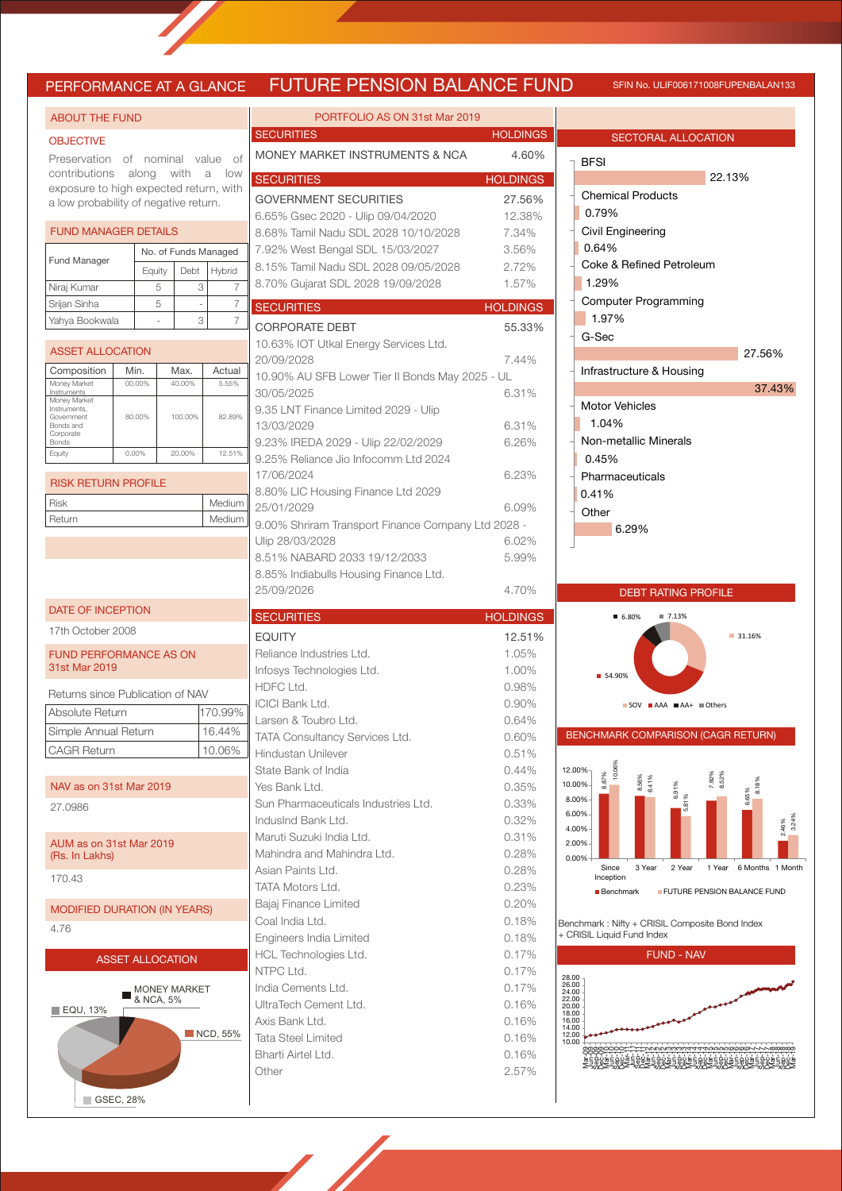# PERFORMANCE AT A GLANCE — FUTURE PENSION BALANCE FUND

SFIN No. ULIF006171008FUPENBALAN133

## ABOUT THE FUND

### OBJECTIVE

Preservation of nominal value of contributions along with a low exposure to high expected return, with a low probability of negative return.

### FUND MANAGER DETAILS

| Fund Manager | No. of Funds Managed | | |
|---|---|---|---|
| | Equity | Debt | Hybrid |
| Niraj Kumar | 5 | 3 | 7 |
| Srijan Sinha | 5 | - | 7 |
| Yahya Bookwala | - | 3 | 7 |

### ASSET ALLOCATION

| Composition | Min. | Max. | Actual |
|---|---|---|---|
| Money Market Instruments | 00.00% | 40.00% | 5.55% |
| Money Market Instruments, Government Bonds and Corporate Bonds | 80.00% | 100.00% | 82.89% |
| Equity | 0.00% | 20.00% | 12.51% |

### RISK RETURN PROFILE

| | |
|---|---|
| Risk | Medium |
| Return | Medium |

### DATE OF INCEPTION

17th October 2008

### FUND PERFORMANCE AS ON 31st Mar 2019

Returns since Publication of NAV

| | |
|---|---|
| Absolute Return | 170.99% |
| Simple Annual Return | 16.44% |
| CAGR Return | 10.06% |

### NAV as on 31st Mar 2019

27.0986

### AUM as on 31st Mar 2019 (Rs. In Lakhs)

170.43

### MODIFIED DURATION (IN YEARS)

4.76

### ASSET ALLOCATION

MONEY MARKET & NCA, 5%; EQU, 13%; NCD, 55%; GSEC, 28%

## PORTFOLIO AS ON 31st Mar 2019

| SECURITIES | HOLDINGS |
|---|---|
| MONEY MARKET INSTRUMENTS & NCA | 4.60% |

| SECURITIES | HOLDINGS |
|---|---|
| GOVERNMENT SECURITIES | 27.56% |
| 6.65% Gsec 2020 - Ulip 09/04/2020 | 12.38% |
| 8.68% Tamil Nadu SDL 2028 10/10/2028 | 7.34% |
| 7.92% West Bengal SDL 15/03/2027 | 3.56% |
| 8.15% Tamil Nadu SDL 2028 09/05/2028 | 2.72% |
| 8.70% Gujarat SDL 2028 19/09/2028 | 1.57% |

| SECURITIES | HOLDINGS |
|---|---|
| CORPORATE DEBT | 55.33% |
| 10.63% IOT Utkal Energy Services Ltd. 20/09/2028 | 7.44% |
| 10.90% AU SFB Lower Tier II Bonds May 2025 - UL 30/05/2025 | 6.31% |
| 9.35 LNT Finance Limited 2029 - Ulip 13/03/2029 | 6.31% |
| 9.23% IREDA 2029 - Ulip 22/02/2029 | 6.26% |
| 9.25% Reliance Jio Infocomm Ltd 2024 17/06/2024 | 6.23% |
| 8.80% LIC Housing Finance Ltd 2029 25/01/2029 | 6.09% |
| 9.00% Shriram Transport Finance Company Ltd 2028 - Ulip 28/03/2028 | 6.02% |
| 8.51% NABARD 2033 19/12/2033 | 5.99% |
| 8.85% Indiabulls Housing Finance Ltd. 25/09/2026 | 4.70% |

| SECURITIES | HOLDINGS |
|---|---|
| EQUITY | 12.51% |
| Reliance Industries Ltd. | 1.05% |
| Infosys Technologies Ltd. | 1.00% |
| HDFC Ltd. | 0.98% |
| ICICI Bank Ltd. | 0.90% |
| Larsen & Toubro Ltd. | 0.64% |
| TATA Consultancy Services Ltd. | 0.60% |
| Hindustan Unilever | 0.51% |
| State Bank of India | 0.44% |
| Yes Bank Ltd. | 0.35% |
| Sun Pharmaceuticals Industries Ltd. | 0.33% |
| IndusInd Bank Ltd. | 0.32% |
| Maruti Suzuki India Ltd. | 0.31% |
| Mahindra and Mahindra Ltd. | 0.28% |
| Asian Paints Ltd. | 0.28% |
| TATA Motors Ltd. | 0.23% |
| Bajaj Finance Limited | 0.20% |
| Coal India Ltd. | 0.18% |
| Engineers India Limited | 0.18% |
| HCL Technologies Ltd. | 0.17% |
| NTPC Ltd. | 0.17% |
| India Cements Ltd. | 0.17% |
| UltraTech Cement Ltd. | 0.16% |
| Axis Bank Ltd. | 0.16% |
| Tata Steel Limited | 0.16% |
| Bharti Airtel Ltd. | 0.16% |
| Other | 2.57% |

## SECTORAL ALLOCATION

| Sector | Allocation |
|---|---|
| BFSI | 22.13% |
| Chemical Products | 0.79% |
| Civil Engineering | 0.64% |
| Coke & Refined Petroleum | 1.29% |
| Computer Programming | 1.97% |
| G-Sec | 27.56% |
| Infrastructure & Housing | 37.43% |
| Motor Vehicles | 1.04% |
| Non-metallic Minerals | 0.45% |
| Pharmaceuticals | 0.41% |
| Other | 6.29% |

## DEBT RATING PROFILE

SOV 31.16%; AAA 54.90%; AA+ 6.80%; Others 7.13%

## BENCHMARK COMPARISON (CAGR RETURN)

| | Since Inception | 3 Year | 2 Year | 1 Year | 6 Months | 1 Month |
|---|---|---|---|---|---|---|
| Benchmark | 8.87% | 8.56% | 6.91% | 7.92% | 6.65% | 2.46% |
| FUTURE PENSION BALANCE FUND | 10.06% | 8.41% | 5.81% | 8.52% | 8.18% | 3.24% |

Benchmark : Nifty + CRISIL Composite Bond Index + CRISIL Liquid Fund Index

## FUND - NAV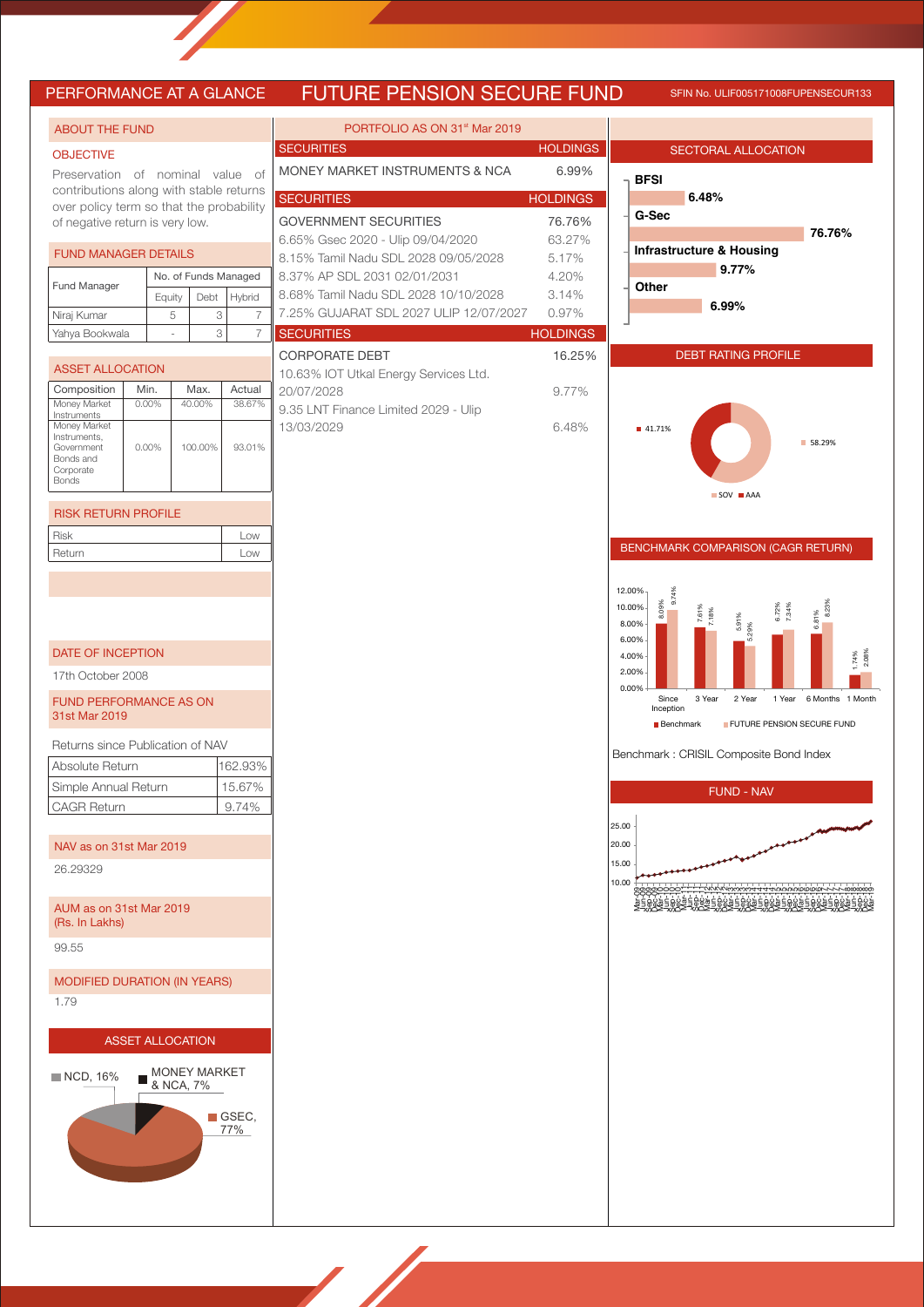# PERFORMANCE AT A GLANCE — FUTURE PENSION SECURE FUND

SFIN No. ULIF005171008FUPENSECUR133

## ABOUT THE FUND

### OBJECTIVE

Preservation of nominal value of contributions along with stable returns over policy term so that the probability of negative return is very low.

### FUND MANAGER DETAILS

| Fund Manager | No. of Funds Managed | | |
|---|---|---|---|
| | Equity | Debt | Hybrid |
| Niraj Kumar | 5 | 3 | 7 |
| Yahya Bookwala | - | 3 | 7 |

### ASSET ALLOCATION

| Composition | Min. | Max. | Actual |
|---|---|---|---|
| Money Market Instruments | 0.00% | 40.00% | 38.67% |
| Money Market Instruments, Government Bonds and Corporate Bonds | 0.00% | 100.00% | 93.01% |

### RISK RETURN PROFILE

| Risk | Low |
|---|---|
| Return | Low |

### DATE OF INCEPTION

17th October 2008

### FUND PERFORMANCE AS ON 31st Mar 2019

Returns since Publication of NAV

| Absolute Return | 162.93% |
|---|---|
| Simple Annual Return | 15.67% |
| CAGR Return | 9.74% |

### NAV as on 31st Mar 2019

26.29329

### AUM as on 31st Mar 2019 (Rs. In Lakhs)

99.55

### MODIFIED DURATION (IN YEARS)

1.79

### ASSET ALLOCATION

NCD, 16%; MONEY MARKET & NCA, 7%; GSEC, 77%

## PORTFOLIO AS ON 31st Mar 2019

| SECURITIES | HOLDINGS |
|---|---|
| MONEY MARKET INSTRUMENTS & NCA | 6.99% |

| SECURITIES | HOLDINGS |
|---|---|
| GOVERNMENT SECURITIES | 76.76% |
| 6.65% Gsec 2020 - Ulip 09/04/2020 | 63.27% |
| 8.15% Tamil Nadu SDL 2028 09/05/2028 | 5.17% |
| 8.37% AP SDL 2031 02/01/2031 | 4.20% |
| 8.68% Tamil Nadu SDL 2028 10/10/2028 | 3.14% |
| 7.25% GUJARAT SDL 2027 ULIP 12/07/2027 | 0.97% |

| SECURITIES | HOLDINGS |
|---|---|
| CORPORATE DEBT | 16.25% |
| 10.63% IOT Utkal Energy Services Ltd. 20/07/2028 | 9.77% |
| 9.35 LNT Finance Limited 2029 - Ulip 13/03/2029 | 6.48% |

## SECTORAL ALLOCATION

| Sector | Allocation |
|---|---|
| BFSI | 6.48% |
| G-Sec | 76.76% |
| Infrastructure & Housing | 9.77% |
| Other | 6.99% |

## DEBT RATING PROFILE

SOV: 58.29%; AAA: 41.71%

## BENCHMARK COMPARISON (CAGR RETURN)

| Period | Benchmark | FUTURE PENSION SECURE FUND |
|---|---|---|
| Since Inception | 8.09% | 9.74% |
| 3 Year | 7.61% | 7.18% |
| 2 Year | 5.91% | 5.29% |
| 1 Year | 6.72% | 7.34% |
| 6 Months | 6.81% | 8.23% |
| 1 Month | 1.74% | 2.08% |

Benchmark : CRISIL Composite Bond Index

## FUND - NAV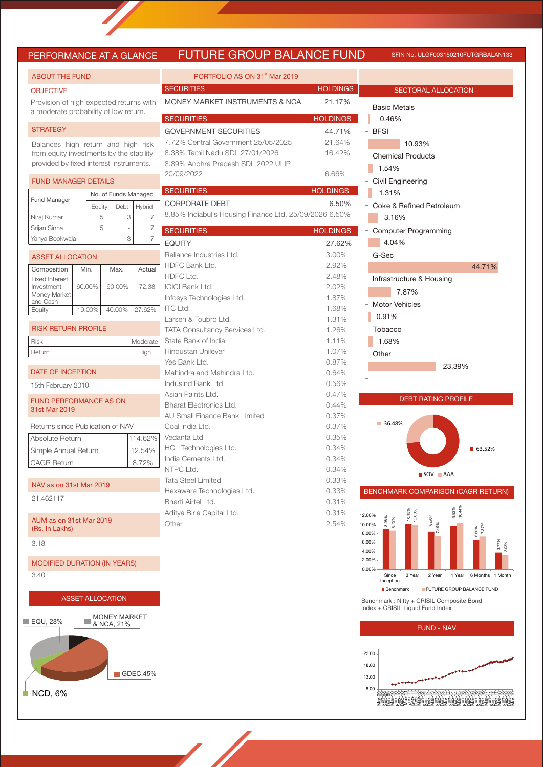# PERFORMANCE AT A GLANCE — FUTURE GROUP BALANCE FUND

SFIN No. ULGF003150210FUTGRBALAN133

## ABOUT THE FUND

### OBJECTIVE

Provision of high expected returns with a moderate probability of low return.

### STRATEGY

Balances high return and high risk from equity investments by the stability provided by fixed interest instruments.

### FUND MANAGER DETAILS

| Fund Manager | No. of Funds Managed | | |
|---|---|---|---|
| | Equity | Debt | Hybrid |
| Niraj Kumar | 5 | 3 | 7 |
| Srijan Sinha | 5 | - | 7 |
| Yahya Bookwala | - | 3 | 7 |

### ASSET ALLOCATION

| Composition | Min. | Max. | Actual |
|---|---|---|---|
| Fixed Interest Investment Money Market and Cash | 60.00% | 90.00% | 72.38 |
| Equity | 10.00% | 40.00% | 27.62% |

### RISK RETURN PROFILE

| Risk | Moderate |
|---|---|
| Return | High |

### DATE OF INCEPTION

15th February 2010

### FUND PERFORMANCE AS ON 31st Mar 2019

Returns since Publication of NAV

| Absolute Return | 114.62% |
|---|---|
| Simple Annual Return | 12.54% |
| CAGR Return | 8.72% |

### NAV as on 31st Mar 2019

21.462117

### AUM as on 31st Mar 2019 (Rs. In Lakhs)

3.18

### MODIFIED DURATION (IN YEARS)

3.40

### ASSET ALLOCATION

EQU, 28%; MONEY MARKET & NCA, 21%; GDEC, 45%; NCD, 6%

## PORTFOLIO AS ON 31st Mar 2019

| SECURITIES | HOLDINGS |
|---|---|
| MONEY MARKET INSTRUMENTS & NCA | 21.17% |

| SECURITIES | HOLDINGS |
|---|---|
| GOVERNMENT SECURITIES | 44.71% |
| 7.72% Central Government 25/05/2025 | 21.64% |
| 8.38% Tamil Nadu SDL 27/01/2026 | 16.42% |
| 8.89% Andhra Pradesh SDL 2022 ULIP 20/09/2022 | 6.66% |

| SECURITIES | HOLDINGS |
|---|---|
| CORPORATE DEBT | 6.50% |
| 8.85% Indiabulls Housing Finance Ltd. 25/09/2026 | 6.50% |

| SECURITIES | HOLDINGS |
|---|---|
| EQUITY | 27.62% |
| Reliance Industries Ltd. | 3.00% |
| HDFC Bank Ltd. | 2.92% |
| HDFC Ltd. | 2.48% |
| ICICI Bank Ltd. | 2.02% |
| Infosys Technologies Ltd. | 1.87% |
| ITC Ltd. | 1.68% |
| Larsen & Toubro Ltd. | 1.31% |
| TATA Consultancy Services Ltd. | 1.26% |
| State Bank of India | 1.11% |
| Hindustan Unilever | 1.07% |
| Yes Bank Ltd. | 0.87% |
| Mahindra and Mahindra Ltd. | 0.64% |
| IndusInd Bank Ltd. | 0.56% |
| Asian Paints Ltd. | 0.47% |
| Bharat Electronics Ltd. | 0.44% |
| AU Small Finance Bank Limited | 0.37% |
| Coal India Ltd. | 0.37% |
| Vedanta Ltd | 0.35% |
| HCL Technologies Ltd. | 0.34% |
| India Cements Ltd. | 0.34% |
| NTPC Ltd. | 0.34% |
| Tata Steel Limited | 0.33% |
| Hexaware Technologies Ltd. | 0.33% |
| Bharti Airtel Ltd. | 0.31% |
| Aditya Birla Capital Ltd. | 0.31% |
| Other | 2.54% |

## SECTORAL ALLOCATION

| Sector | Allocation |
|---|---|
| Basic Metals | 0.46% |
| BFSI | 10.93% |
| Chemical Products | 1.54% |
| Civil Engineering | 1.31% |
| Coke & Refined Petroleum | 3.16% |
| Computer Programming | 4.04% |
| G-Sec | 44.71% |
| Infrastructure & Housing | 7.87% |
| Motor Vehicles | 0.91% |
| Tobacco | 1.68% |
| Other | 23.39% |

## DEBT RATING PROFILE

SOV: 63.52%; AAA: 36.48%

## BENCHMARK COMPARISON (CAGR RETURN)

| | Since Inception | 3 Year | 2 Year | 1 Year | 6 Months | 1 Month |
|---|---|---|---|---|---|---|
| Benchmark | 8.98% | 10.15% | 8.45% | 9.82% | 6.60% | 3.77% |
| FUTURE GROUP BALANCE FUND | 8.72% | 10.00% | 7.49% | 10.44% | 7.37% | 3.23% |

Benchmark : Nifty + CRISIL Composite Bond Index + CRISIL Liquid Fund Index

## FUND - NAV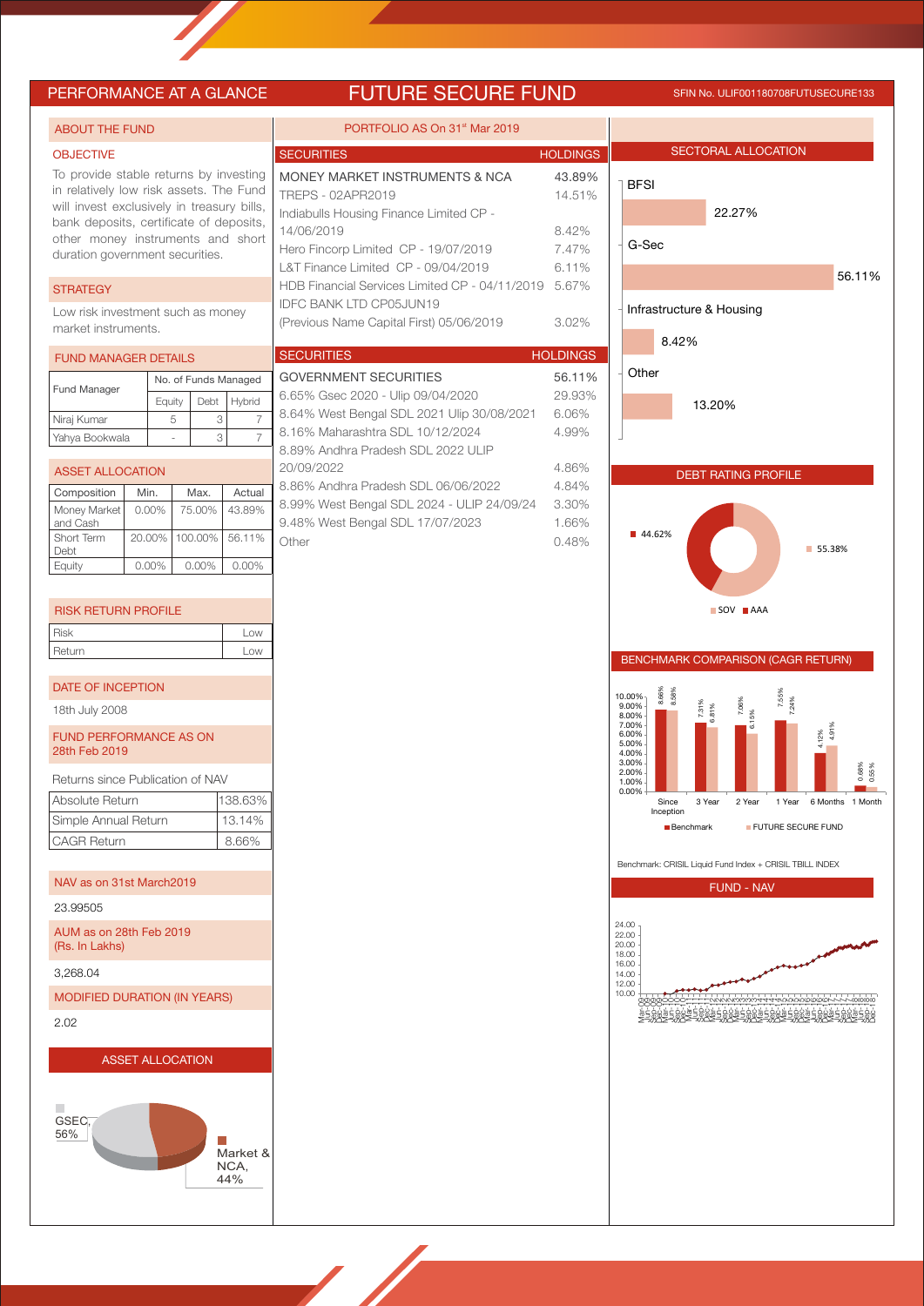# PERFORMANCE AT A GLANCE — FUTURE SECURE FUND

SFIN No. ULIF001180708FUTUSECURE133

## ABOUT THE FUND

### OBJECTIVE

To provide stable returns by investing in relatively low risk assets. The Fund will invest exclusively in treasury bills, bank deposits, certificate of deposits, other money instruments and short duration government securities.

### STRATEGY

Low risk investment such as money market instruments.

### FUND MANAGER DETAILS

| Fund Manager | No. of Funds Managed | | |
|---|---|---|---|
| | Equity | Debt | Hybrid |
| Niraj Kumar | 5 | 3 | 7 |
| Yahya Bookwala | - | 3 | 7 |

### ASSET ALLOCATION

| Composition | Min. | Max. | Actual |
|---|---|---|---|
| Money Market and Cash | 0.00% | 75.00% | 43.89% |
| Short Term Debt | 20.00% | 100.00% | 56.11% |
| Equity | 0.00% | 0.00% | 0.00% |

### RISK RETURN PROFILE

| | |
|---|---|
| Risk | Low |
| Return | Low |

### DATE OF INCEPTION

18th July 2008

### FUND PERFORMANCE AS ON 28th Feb 2019

Returns since Publication of NAV

| | |
|---|---|
| Absolute Return | 138.63% |
| Simple Annual Return | 13.14% |
| CAGR Return | 8.66% |

### NAV as on 31st March2019

23.99505

### AUM as on 28th Feb 2019 (Rs. In Lakhs)

3,268.04

### MODIFIED DURATION (IN YEARS)

2.02

### ASSET ALLOCATION

GSEC, 56%
Market & NCA, 44%

## PORTFOLIO AS On 31st Mar 2019

| SECURITIES | HOLDINGS |
|---|---|
| MONEY MARKET INSTRUMENTS & NCA | 43.89% |
| TREPS - 02APR2019 | 14.51% |
| Indiabulls Housing Finance Limited CP - 14/06/2019 | 8.42% |
| Hero Fincorp Limited CP - 19/07/2019 | 7.47% |
| L&T Finance Limited CP - 09/04/2019 | 6.11% |
| HDB Financial Services Limited CP - 04/11/2019 | 5.67% |
| IDFC BANK LTD CP05JUN19 (Previous Name Capital First) 05/06/2019 | 3.02% |

| SECURITIES | HOLDINGS |
|---|---|
| GOVERNMENT SECURITIES | 56.11% |
| 6.65% Gsec 2020 - Ulip 09/04/2020 | 29.93% |
| 8.64% West Bengal SDL 2021 Ulip 30/08/2021 | 6.06% |
| 8.16% Maharashtra SDL 10/12/2024 | 4.99% |
| 8.89% Andhra Pradesh SDL 2022 ULIP 20/09/2022 | 4.86% |
| 8.86% Andhra Pradesh SDL 06/06/2022 | 4.84% |
| 8.99% West Bengal SDL 2024 - ULIP 24/09/24 | 3.30% |
| 9.48% West Bengal SDL 17/07/2023 | 1.66% |
| Other | 0.48% |

## SECTORAL ALLOCATION

| Sector | Allocation |
|---|---|
| BFSI | 22.27% |
| G-Sec | 56.11% |
| Infrastructure & Housing | 8.42% |
| Other | 13.20% |

## DEBT RATING PROFILE

| Rating | Share |
|---|---|
| SOV | 55.38% |
| AAA | 44.62% |

## BENCHMARK COMPARISON (CAGR RETURN)

| Period | Benchmark | FUTURE SECURE FUND |
|---|---|---|
| Since Inception | 8.66% | 8.58% |
| 3 Year | 7.31% | 6.81% |
| 2 Year | 7.06% | 6.15% |
| 1 Year | 7.55% | 7.24% |
| 6 Months | 4.12% | 4.91% |
| 1 Month | 0.66% | 0.55% |

Benchmark: CRISIL Liquid Fund Index + CRISIL TBILL INDEX

## FUND - NAV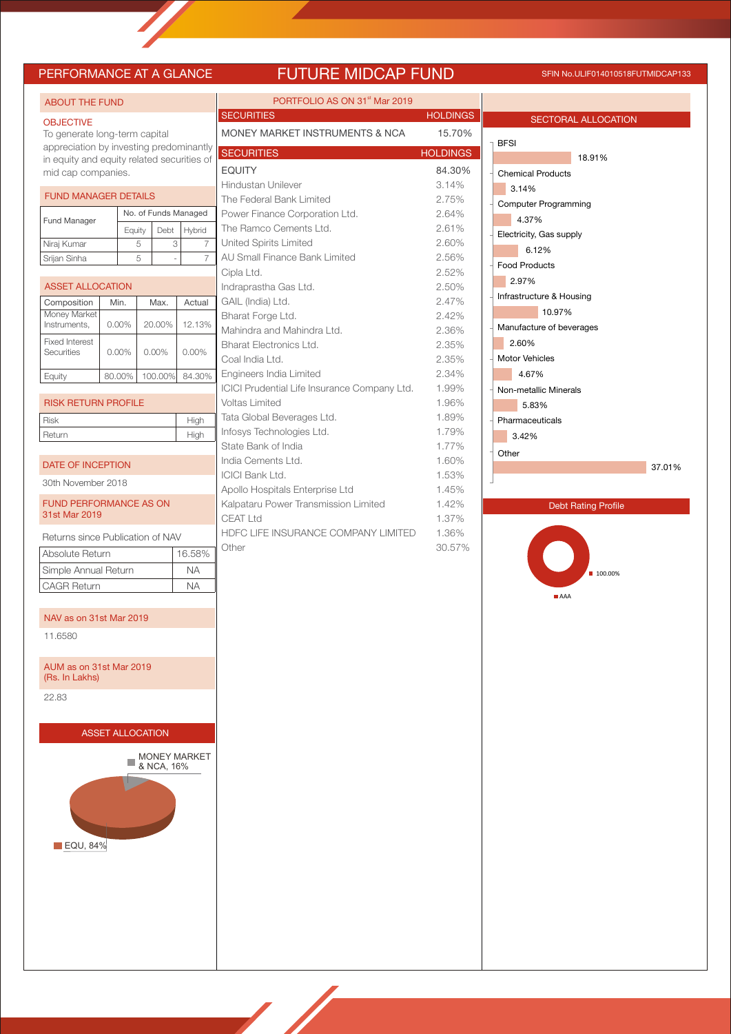# PERFORMANCE AT A GLANCE — FUTURE MIDCAP FUND

SFIN No.ULIF014010518FUTMIDCAP133

## ABOUT THE FUND

**OBJECTIVE**

To generate long-term capital appreciation by investing predominantly in equity and equity related securities of mid cap companies.

## FUND MANAGER DETAILS

| Fund Manager | No. of Funds Managed | | |
|---|---|---|---|
| | Equity | Debt | Hybrid |
| Niraj Kumar | 5 | 3 | 7 |
| Srijan Sinha | 5 | - | 7 |

## ASSET ALLOCATION

| Composition | Min. | Max. | Actual |
|---|---|---|---|
| Money Market Instruments, | 0.00% | 20.00% | 12.13% |
| Fixed Interest Securities | 0.00% | 0.00% | 0.00% |
| Equity | 80.00% | 100.00% | 84.30% |

## RISK RETURN PROFILE

| | |
|---|---|
| Risk | High |
| Return | High |

## DATE OF INCEPTION

30th November 2018

## FUND PERFORMANCE AS ON 31st Mar 2019

Returns since Publication of NAV

| | |
|---|---|
| Absolute Return | 16.58% |
| Simple Annual Return | NA |
| CAGR Return | NA |

## NAV as on 31st Mar 2019

11.6580

## AUM as on 31st Mar 2019 (Rs. In Lakhs)

22.83

## ASSET ALLOCATION

MONEY MARKET & NCA, 16%

EQU, 84%

## PORTFOLIO AS ON 31st Mar 2019

| SECURITIES | HOLDINGS |
|---|---|
| MONEY MARKET INSTRUMENTS & NCA | 15.70% |

| SECURITIES | HOLDINGS |
|---|---|
| EQUITY | 84.30% |
| Hindustan Unilever | 3.14% |
| The Federal Bank Limited | 2.75% |
| Power Finance Corporation Ltd. | 2.64% |
| The Ramco Cements Ltd. | 2.61% |
| United Spirits Limited | 2.60% |
| AU Small Finance Bank Limited | 2.56% |
| Cipla Ltd. | 2.52% |
| Indraprastha Gas Ltd. | 2.50% |
| GAIL (India) Ltd. | 2.47% |
| Bharat Forge Ltd. | 2.42% |
| Mahindra and Mahindra Ltd. | 2.36% |
| Bharat Electronics Ltd. | 2.35% |
| Coal India Ltd. | 2.35% |
| Engineers India Limited | 2.34% |
| ICICI Prudential Life Insurance Company Ltd. | 1.99% |
| Voltas Limited | 1.96% |
| Tata Global Beverages Ltd. | 1.89% |
| Infosys Technologies Ltd. | 1.79% |
| State Bank of India | 1.77% |
| India Cements Ltd. | 1.60% |
| ICICI Bank Ltd. | 1.53% |
| Apollo Hospitals Enterprise Ltd | 1.45% |
| Kalpataru Power Transmission Limited | 1.42% |
| CEAT Ltd | 1.37% |
| HDFC LIFE INSURANCE COMPANY LIMITED | 1.36% |
| Other | 30.57% |

## SECTORAL ALLOCATION

| Sector | Allocation |
|---|---|
| BFSI | 18.91% |
| Chemical Products | 3.14% |
| Computer Programming | 4.37% |
| Electricity, Gas supply | 6.12% |
| Food Products | 2.97% |
| Infrastructure & Housing | 10.97% |
| Manufacture of beverages | 2.60% |
| Motor Vehicles | 4.67% |
| Non-metallic Minerals | 5.83% |
| Pharmaceuticals | 3.42% |
| Other | 37.01% |

## Debt Rating Profile

AAA: 100.00%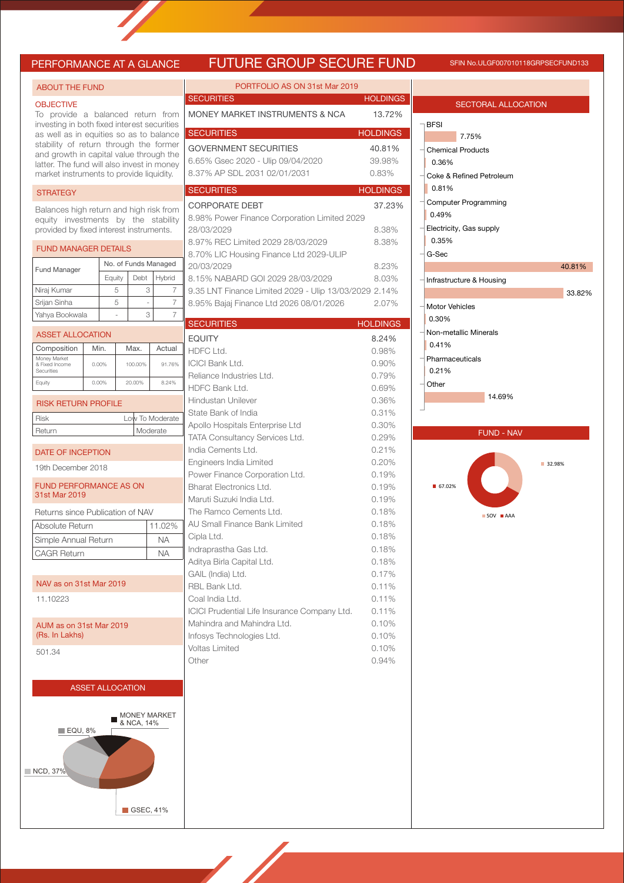# PERFORMANCE AT A GLANCE

# FUTURE GROUP SECURE FUND

SFIN No.ULGF007010118GRPSECFUND133

## ABOUT THE FUND

### OBJECTIVE

To provide a balanced return from investing in both fixed interest securities as well as in equities so as to balance stability of return through the former and growth in capital value through the latter. The fund will also invest in money market instruments to provide liquidity.

### STRATEGY

Balances high return and high risk from equity investments by the stability provided by fixed interest instruments.

### FUND MANAGER DETAILS

| Fund Manager | No. of Funds Managed | | |
|---|---|---|---|
| | Equity | Debt | Hybrid |
| Niraj Kumar | 5 | 3 | 7 |
| Srijan Sinha | 5 | - | 7 |
| Yahya Bookwala | - | 3 | 7 |

### ASSET ALLOCATION

| Composition | Min. | Max. | Actual |
|---|---|---|---|
| Money Market & Fixed Income Securities | 0.00% | 100.00% | 91.76% |
| Equity | 0.00% | 20.00% | 8.24% |

### RISK RETURN PROFILE

| | |
|---|---|
| Risk | Low To Moderate |
| Return | Moderate |

### DATE OF INCEPTION

19th December 2018

### FUND PERFORMANCE AS ON 31st Mar 2019

Returns since Publication of NAV

| | |
|---|---|
| Absolute Return | 11.02% |
| Simple Annual Return | NA |
| CAGR Return | NA |

### NAV as on 31st Mar 2019

11.10223

### AUM as on 31st Mar 2019 (Rs. In Lakhs)

501.34

### ASSET ALLOCATION

- MONEY MARKET & NCA, 14%
- EQU, 8%
- NCD, 37%
- GSEC, 41%

## PORTFOLIO AS ON 31st Mar 2019

| SECURITIES | HOLDINGS |
|---|---|
| MONEY MARKET INSTRUMENTS & NCA | 13.72% |

| SECURITIES | HOLDINGS |
|---|---|
| GOVERNMENT SECURITIES | 40.81% |
| 6.65% Gsec 2020 - Ulip 09/04/2020 | 39.98% |
| 8.37% AP SDL 2031 02/01/2031 | 0.83% |

| SECURITIES | HOLDINGS |
|---|---|
| CORPORATE DEBT | 37.23% |
| 8.98% Power Finance Corporation Limited 2029 28/03/2029 | 8.38% |
| 8.97% REC Limited 2029 28/03/2029 | 8.38% |
| 8.70% LIC Housing Finance Ltd 2029-ULIP 20/03/2029 | 8.23% |
| 8.15% NABARD GOI 2029 28/03/2029 | 8.03% |
| 9.35 LNT Finance Limited 2029 - Ulip 13/03/2029 | 2.14% |
| 8.95% Bajaj Finance Ltd 2026 08/01/2026 | 2.07% |

| SECURITIES | HOLDINGS |
|---|---|
| EQUITY | 8.24% |
| HDFC Ltd. | 0.98% |
| ICICI Bank Ltd. | 0.90% |
| Reliance Industries Ltd. | 0.79% |
| HDFC Bank Ltd. | 0.69% |
| Hindustan Unilever | 0.36% |
| State Bank of India | 0.31% |
| Apollo Hospitals Enterprise Ltd | 0.30% |
| TATA Consultancy Services Ltd. | 0.29% |
| India Cements Ltd. | 0.21% |
| Engineers India Limited | 0.20% |
| Power Finance Corporation Ltd. | 0.19% |
| Bharat Electronics Ltd. | 0.19% |
| Maruti Suzuki India Ltd. | 0.19% |
| The Ramco Cements Ltd. | 0.18% |
| AU Small Finance Bank Limited | 0.18% |
| Cipla Ltd. | 0.18% |
| Indraprastha Gas Ltd. | 0.18% |
| Aditya Birla Capital Ltd. | 0.18% |
| GAIL (India) Ltd. | 0.17% |
| RBL Bank Ltd. | 0.11% |
| Coal India Ltd. | 0.11% |
| ICICI Prudential Life Insurance Company Ltd. | 0.11% |
| Mahindra and Mahindra Ltd. | 0.10% |
| Infosys Technologies Ltd. | 0.10% |
| Voltas Limited | 0.10% |
| Other | 0.94% |

## SECTORAL ALLOCATION

| Sector | Allocation |
|---|---|
| BFSI | 7.75% |
| Chemical Products | 0.36% |
| Coke & Refined Petroleum | 0.81% |
| Computer Programming | 0.49% |
| Electricity, Gas supply | 0.35% |
| G-Sec | 40.81% |
| Infrastructure & Housing | 33.82% |
| Motor Vehicles | 0.30% |
| Non-metallic Minerals | 0.41% |
| Pharmaceuticals | 0.21% |
| Other | 14.69% |

## FUND - NAV

- SOV: 32.98%
- AAA: 67.02%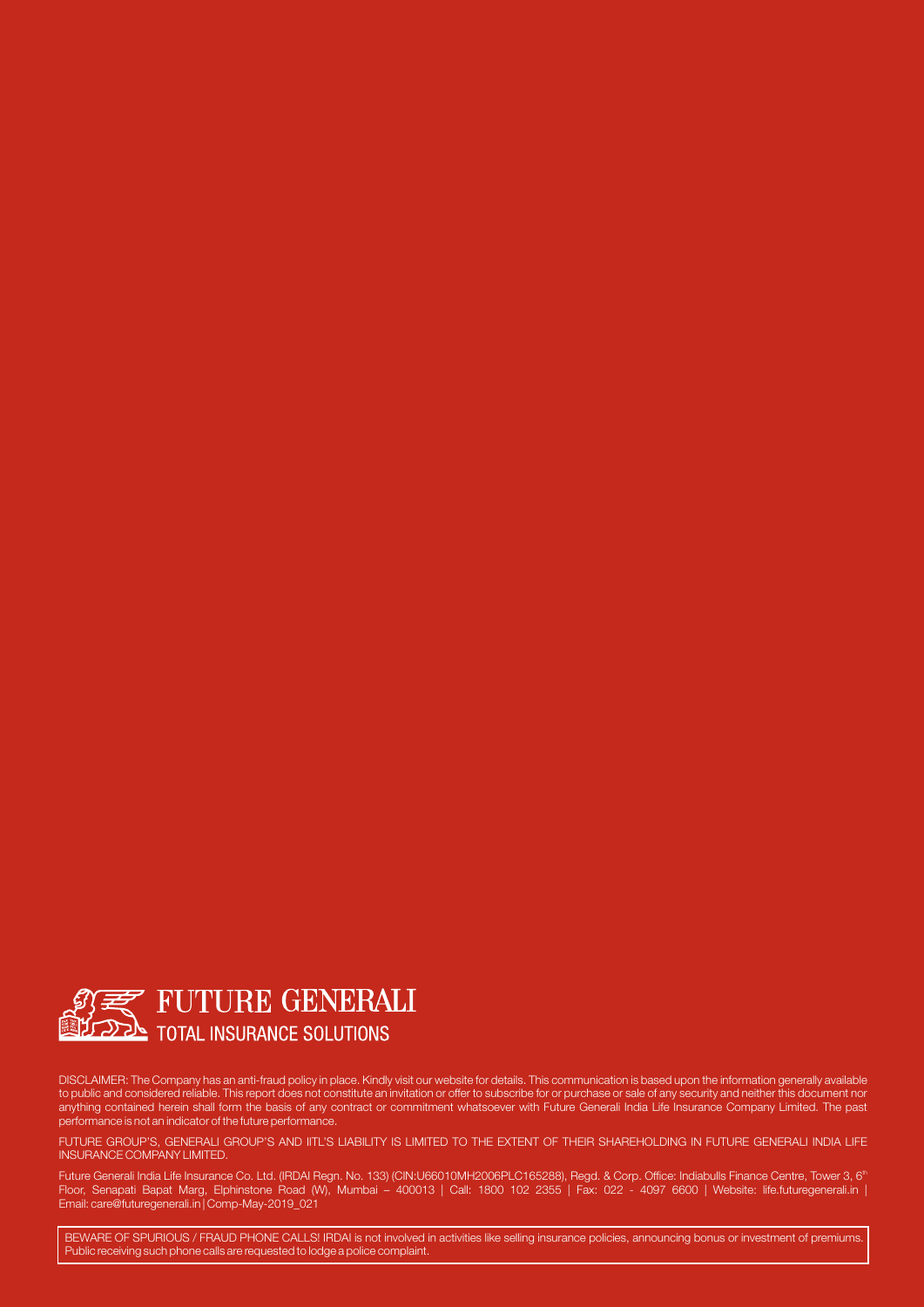FUTURE GENERALI
TOTAL INSURANCE SOLUTIONS

DISCLAIMER: The Company has an anti-fraud policy in place. Kindly visit our website for details. This communication is based upon the information generally available to public and considered reliable. This report does not constitute an invitation or offer to subscribe for or purchase or sale of any security and neither this document nor anything contained herein shall form the basis of any contract or commitment whatsoever with Future Generali India Life Insurance Company Limited. The past performance is not an indicator of the future performance.

FUTURE GROUP'S, GENERALI GROUP'S AND IITL'S LIABILITY IS LIMITED TO THE EXTENT OF THEIR SHAREHOLDING IN FUTURE GENERALI INDIA LIFE INSURANCE COMPANY LIMITED.

Future Generali India Life Insurance Co. Ltd. (IRDAI Regn. No. 133) (CIN:U66010MH2006PLC165288), Regd. & Corp. Office: Indiabulls Finance Centre, Tower 3, 6th Floor, Senapati Bapat Marg, Elphinstone Road (W), Mumbai – 400013 | Call: 1800 102 2355 | Fax: 022 - 4097 6600 | Website: life.futuregenerali.in | Email: care@futuregenerali.in | Comp-May-2019_021

BEWARE OF SPURIOUS / FRAUD PHONE CALLS! IRDAI is not involved in activities like selling insurance policies, announcing bonus or investment of premiums. Public receiving such phone calls are requested to lodge a police complaint.